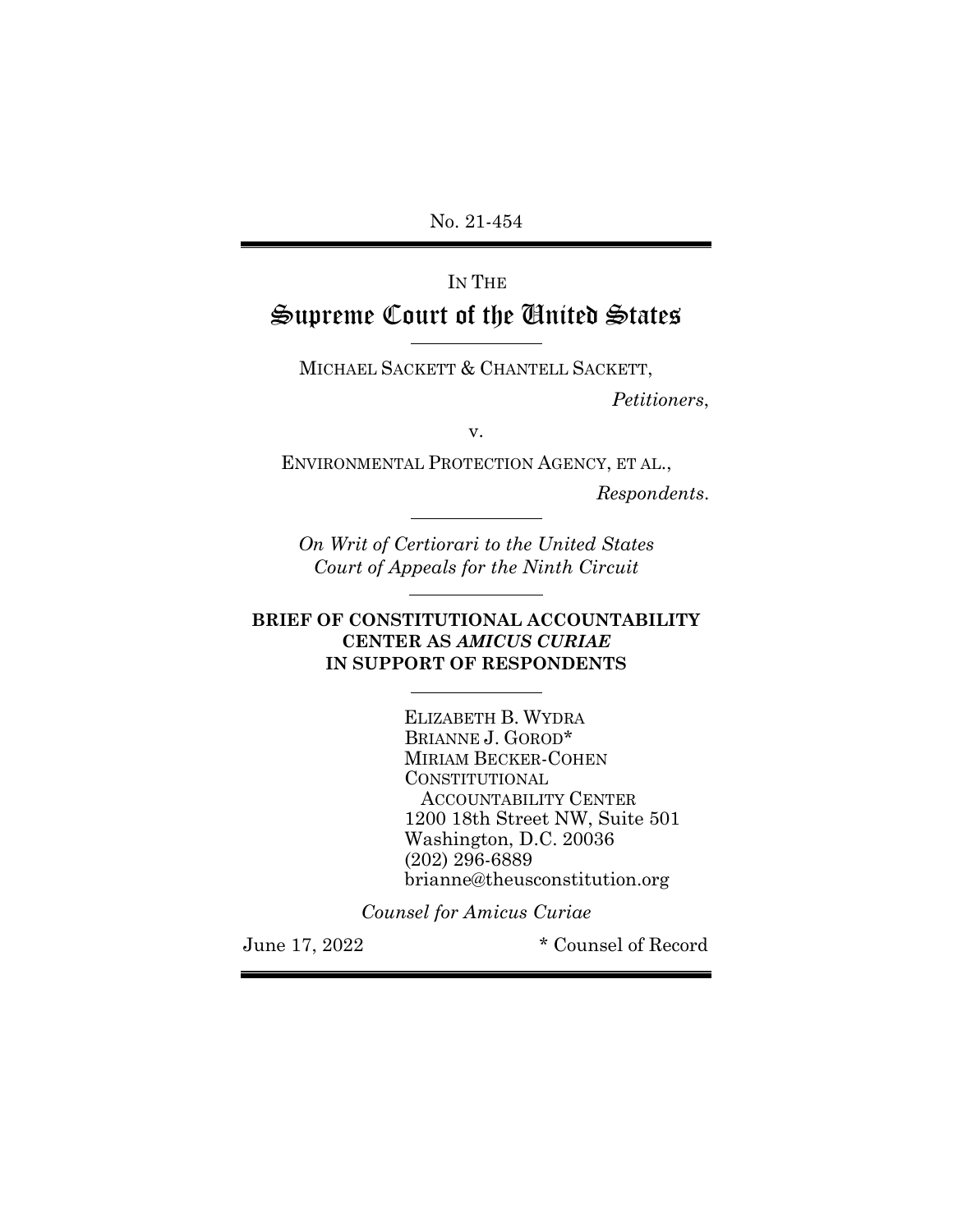No. 21-454

IN THE

# Supreme Court of the United States

MICHAEL SACKETT & CHANTELL SACKETT,

*Petitioners*,

v.

ENVIRONMENTAL PROTECTION AGENCY, ET AL.,

*Respondents*.

*On Writ of Certiorari to the United States Court of Appeals for the Ninth Circuit*

**BRIEF OF CONSTITUTIONAL ACCOUNTABILITY CENTER AS *AMICUS CURIAE* IN SUPPORT OF RESPONDENTS**

ELIZABETH B. WYDRA
BRIANNE J. GOROD*
MIRIAM BECKER-COHEN
CONSTITUTIONAL ACCOUNTABILITY CENTER
1200 18th Street NW, Suite 501
Washington, D.C. 20036
(202) 296-6889
brianne@theusconstitution.org

*Counsel for Amicus Curiae*

June 17, 2022

\* Counsel of Record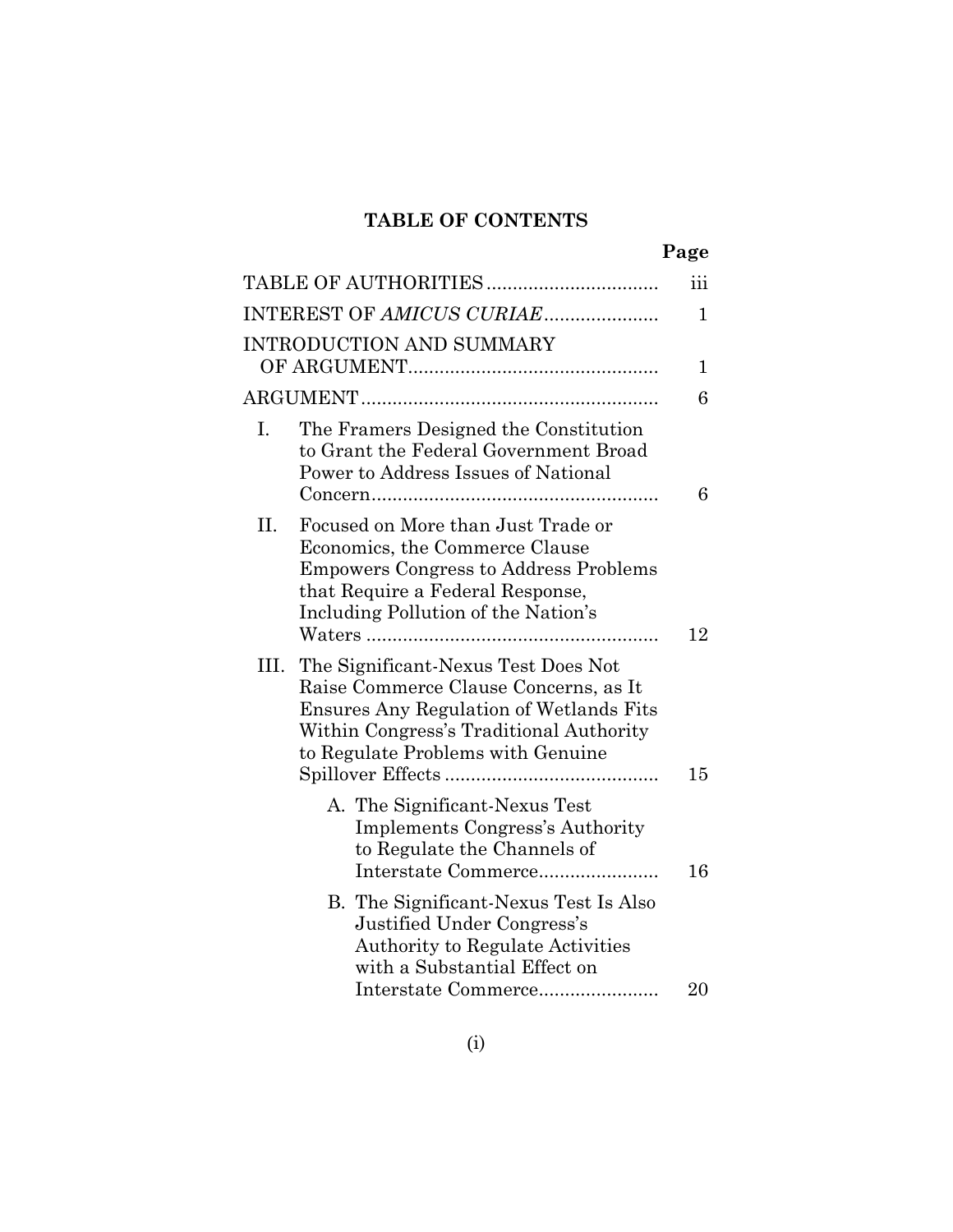## TABLE OF CONTENTS

| | Page |
|---|---|
| TABLE OF AUTHORITIES | iii |
| INTEREST OF *AMICUS CURIAE* | 1 |
| INTRODUCTION AND SUMMARY OF ARGUMENT | 1 |
| ARGUMENT | 6 |
| I. The Framers Designed the Constitution to Grant the Federal Government Broad Power to Address Issues of National Concern | 6 |
| II. Focused on More than Just Trade or Economics, the Commerce Clause Empowers Congress to Address Problems that Require a Federal Response, Including Pollution of the Nation's Waters | 12 |
| III. The Significant-Nexus Test Does Not Raise Commerce Clause Concerns, as It Ensures Any Regulation of Wetlands Fits Within Congress's Traditional Authority to Regulate Problems with Genuine Spillover Effects | 15 |
| A. The Significant-Nexus Test Implements Congress's Authority to Regulate the Channels of Interstate Commerce | 16 |
| B. The Significant-Nexus Test Is Also Justified Under Congress's Authority to Regulate Activities with a Substantial Effect on Interstate Commerce | 20 |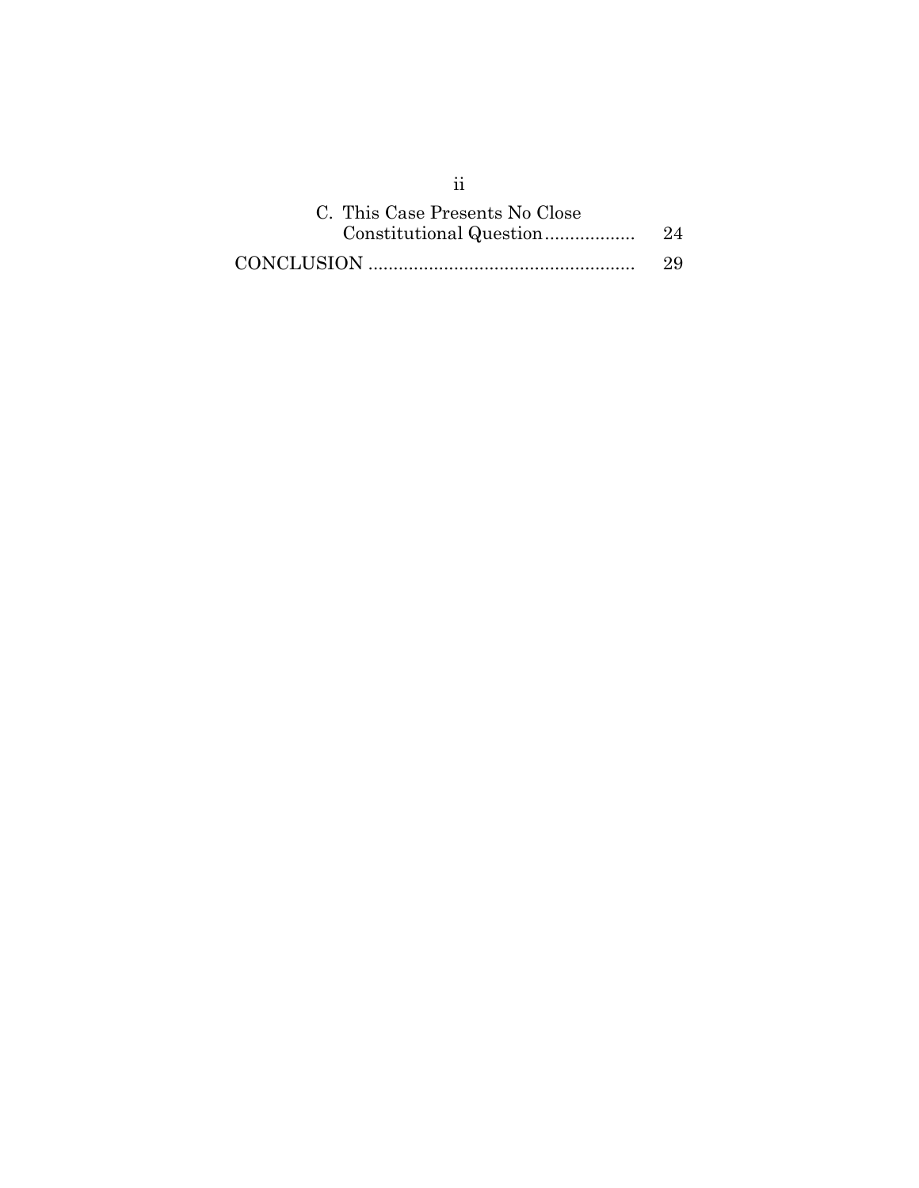| | |
|---|---|
| C. This Case Presents No Close Constitutional Question | 24 |
| CONCLUSION | 29 |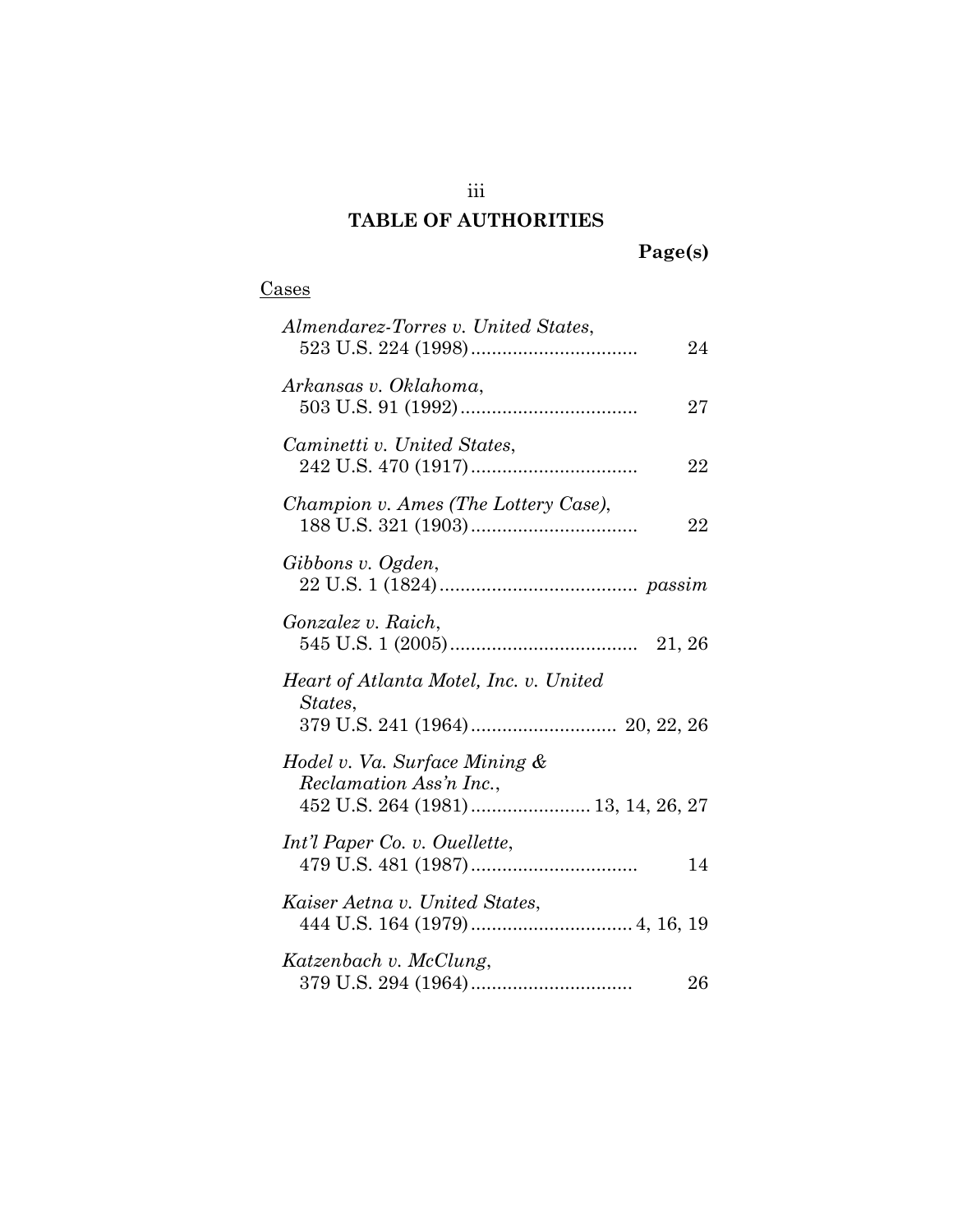# TABLE OF AUTHORITIES

**Page(s)**

Cases

*Almendarez-Torres v. United States*, 523 U.S. 224 (1998) ................................ 24

*Arkansas v. Oklahoma*, 503 U.S. 91 (1992) .................................. 27

*Caminetti v. United States*, 242 U.S. 470 (1917) ................................ 22

*Champion v. Ames (The Lottery Case)*, 188 U.S. 321 (1903) ................................ 22

*Gibbons v. Ogden*, 22 U.S. 1 (1824) ...................................... *passim*

*Gonzalez v. Raich*, 545 U.S. 1 (2005) .................................... 21, 26

*Heart of Atlanta Motel, Inc. v. United States*, 379 U.S. 241 (1964) ............................ 20, 22, 26

*Hodel v. Va. Surface Mining & Reclamation Ass'n Inc.*, 452 U.S. 264 (1981) ....................... 13, 14, 26, 27

*Int'l Paper Co. v. Ouellette*, 479 U.S. 481 (1987) ................................ 14

*Kaiser Aetna v. United States*, 444 U.S. 164 (1979) ............................... 4, 16, 19

*Katzenbach v. McClung*, 379 U.S. 294 (1964) ............................... 26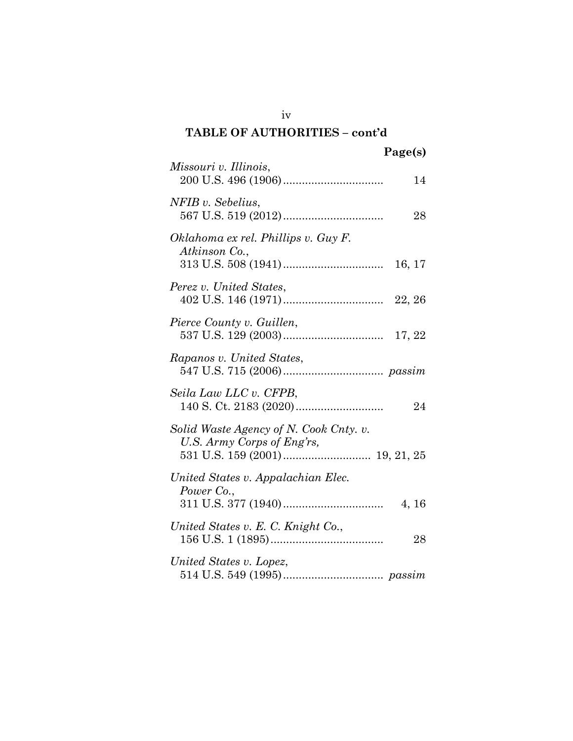## TABLE OF AUTHORITIES – cont'd

| | Page(s) |
|---|---|
| *Missouri v. Illinois*, 200 U.S. 496 (1906) | 14 |
| *NFIB v. Sebelius*, 567 U.S. 519 (2012) | 28 |
| *Oklahoma ex rel. Phillips v. Guy F. Atkinson Co.*, 313 U.S. 508 (1941) | 16, 17 |
| *Perez v. United States*, 402 U.S. 146 (1971) | 22, 26 |
| *Pierce County v. Guillen*, 537 U.S. 129 (2003) | 17, 22 |
| *Rapanos v. United States*, 547 U.S. 715 (2006) | *passim* |
| *Seila Law LLC v. CFPB*, 140 S. Ct. 2183 (2020) | 24 |
| *Solid Waste Agency of N. Cook Cnty. v. U.S. Army Corps of Eng'rs*, 531 U.S. 159 (2001) | 19, 21, 25 |
| *United States v. Appalachian Elec. Power Co.*, 311 U.S. 377 (1940) | 4, 16 |
| *United States v. E. C. Knight Co.*, 156 U.S. 1 (1895) | 28 |
| *United States v. Lopez*, 514 U.S. 549 (1995) | *passim* |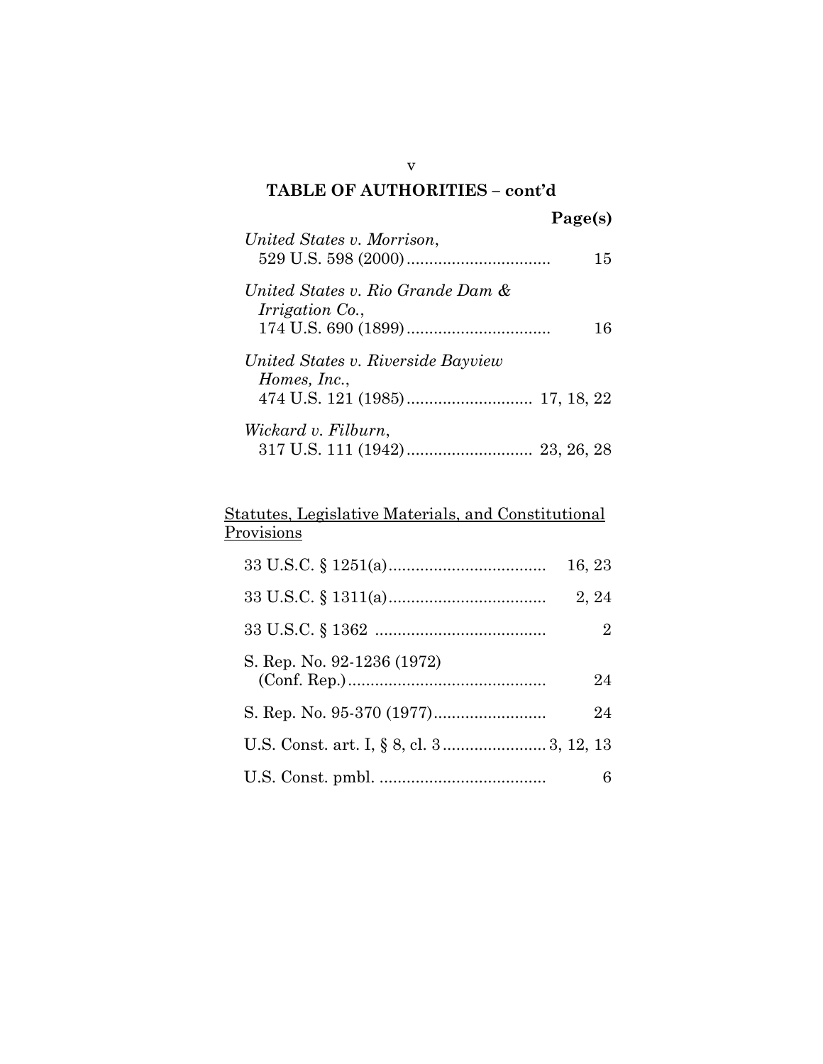## TABLE OF AUTHORITIES – cont'd

**Page(s)**

*United States v. Morrison*,
529 U.S. 598 (2000) ................................ 15

*United States v. Rio Grande Dam & Irrigation Co.*,
174 U.S. 690 (1899) ................................ 16

*United States v. Riverside Bayview Homes, Inc.*,
474 U.S. 121 (1985) ............................ 17, 18, 22

*Wickard v. Filburn*,
317 U.S. 111 (1942) ............................ 23, 26, 28

Statutes, Legislative Materials, and Constitutional Provisions

33 U.S.C. § 1251(a) .................................. 16, 23

33 U.S.C. § 1311(a) .................................. 2, 24

33 U.S.C. § 1362 ...................................... 2

S. Rep. No. 92-1236 (1972)
(Conf. Rep.) ............................................ 24

S. Rep. No. 95-370 (1977) ......................... 24

U.S. Const. art. I, § 8, cl. 3 ....................... 3, 12, 13

U.S. Const. pmbl. ..................................... 6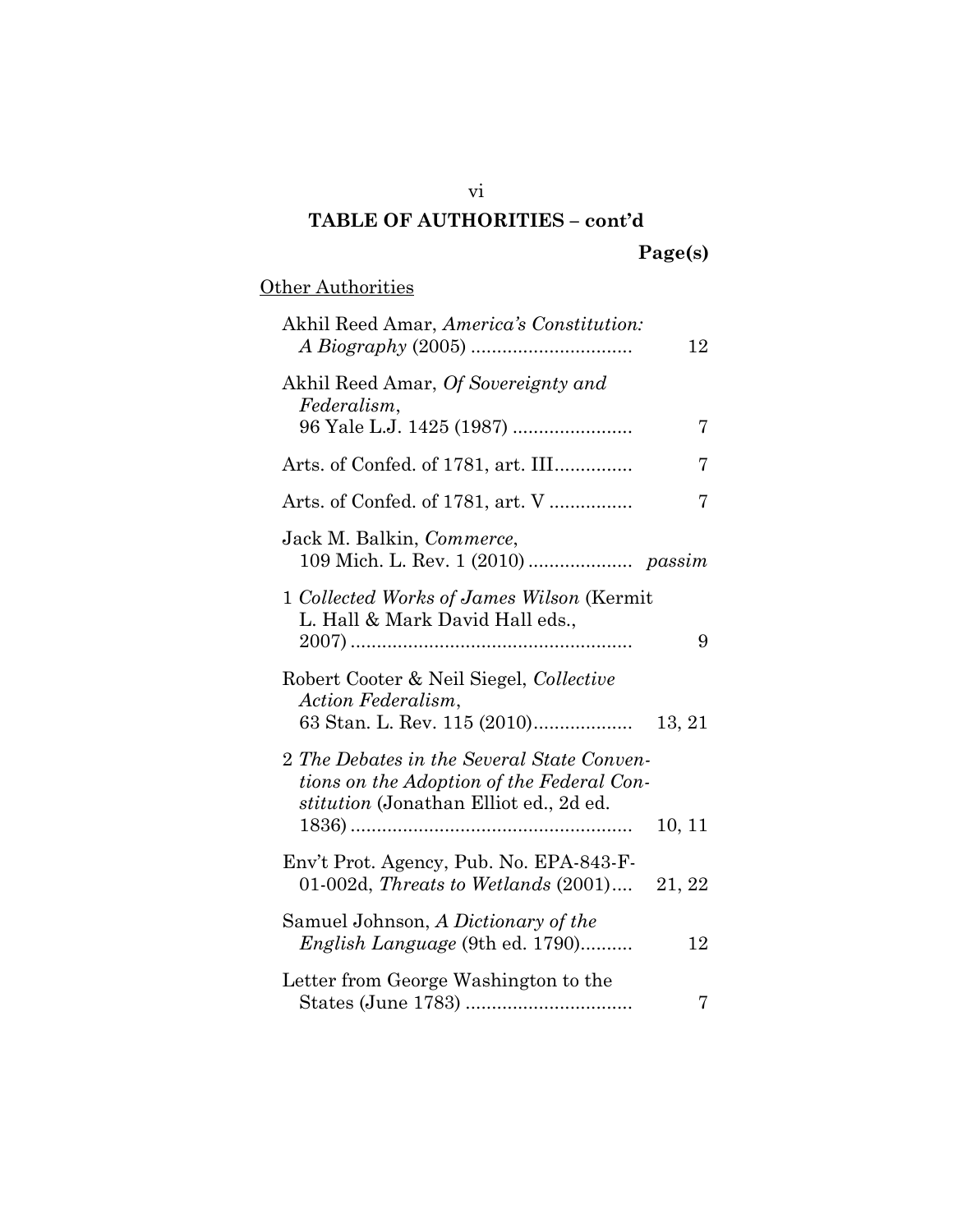## TABLE OF AUTHORITIES – cont'd

**Page(s)**

Other Authorities

| | |
|---|---|
| Akhil Reed Amar, *America's Constitution: A Biography* (2005) | 12 |
| Akhil Reed Amar, *Of Sovereignty and Federalism*, 96 Yale L.J. 1425 (1987) | 7 |
| Arts. of Confed. of 1781, art. III | 7 |
| Arts. of Confed. of 1781, art. V | 7 |
| Jack M. Balkin, *Commerce*, 109 Mich. L. Rev. 1 (2010) | *passim* |
| 1 *Collected Works of James Wilson* (Kermit L. Hall & Mark David Hall eds., 2007) | 9 |
| Robert Cooter & Neil Siegel, *Collective Action Federalism*, 63 Stan. L. Rev. 115 (2010) | 13, 21 |
| 2 *The Debates in the Several State Conventions on the Adoption of the Federal Constitution* (Jonathan Elliot ed., 2d ed. 1836) | 10, 11 |
| Env't Prot. Agency, Pub. No. EPA-843-F-01-002d, *Threats to Wetlands* (2001) | 21, 22 |
| Samuel Johnson, *A Dictionary of the English Language* (9th ed. 1790) | 12 |
| Letter from George Washington to the States (June 1783) | 7 |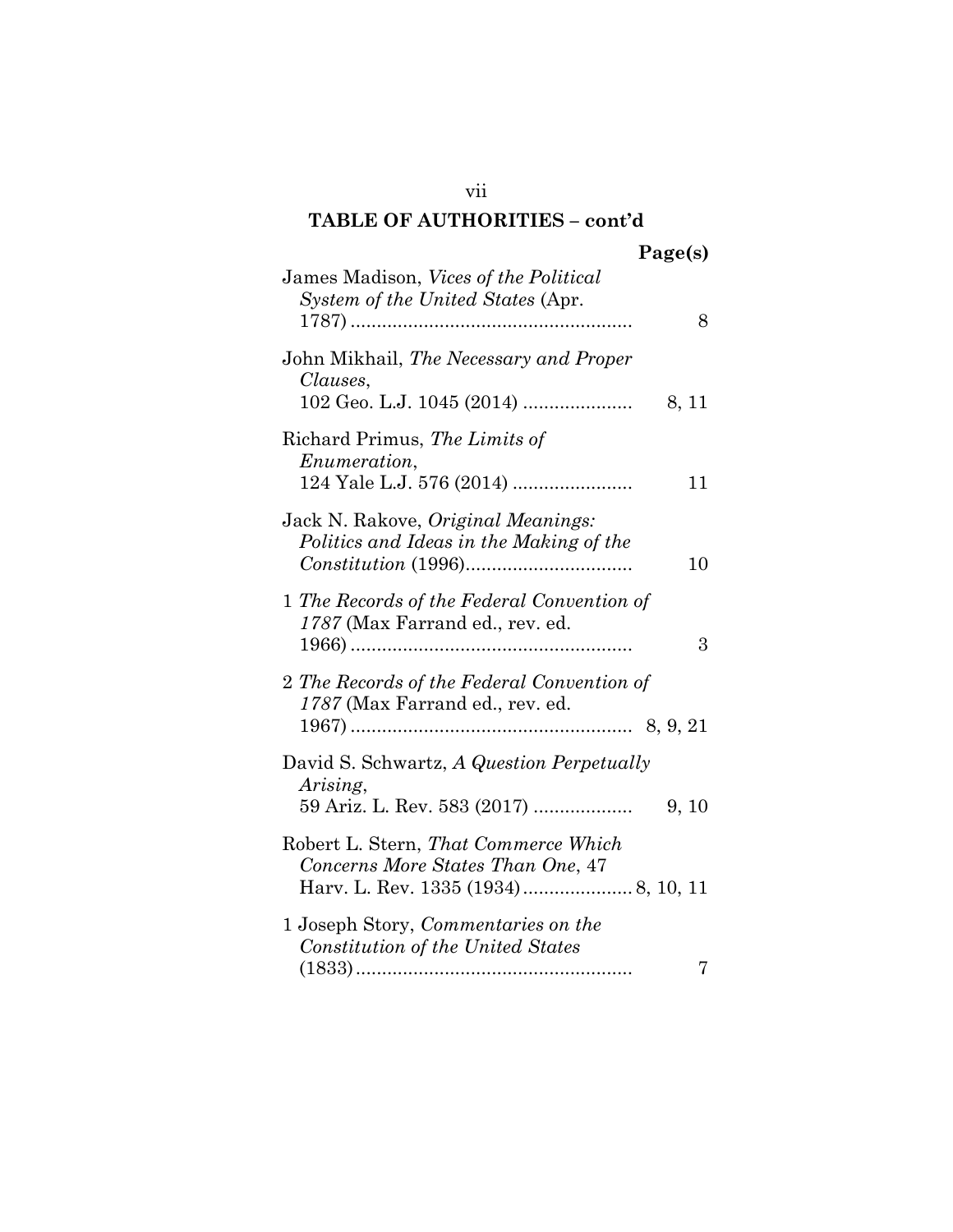## TABLE OF AUTHORITIES – cont'd

| | Page(s) |
|---|---|
| James Madison, *Vices of the Political System of the United States* (Apr. 1787) | 8 |
| John Mikhail, *The Necessary and Proper Clauses*, 102 Geo. L.J. 1045 (2014) | 8, 11 |
| Richard Primus, *The Limits of Enumeration*, 124 Yale L.J. 576 (2014) | 11 |
| Jack N. Rakove, *Original Meanings: Politics and Ideas in the Making of the Constitution* (1996) | 10 |
| 1 *The Records of the Federal Convention of 1787* (Max Farrand ed., rev. ed. 1966) | 3 |
| 2 *The Records of the Federal Convention of 1787* (Max Farrand ed., rev. ed. 1967) | 8, 9, 21 |
| David S. Schwartz, *A Question Perpetually Arising*, 59 Ariz. L. Rev. 583 (2017) | 9, 10 |
| Robert L. Stern, *That Commerce Which Concerns More States Than One*, 47 Harv. L. Rev. 1335 (1934) | 8, 10, 11 |
| 1 Joseph Story, *Commentaries on the Constitution of the United States* (1833) | 7 |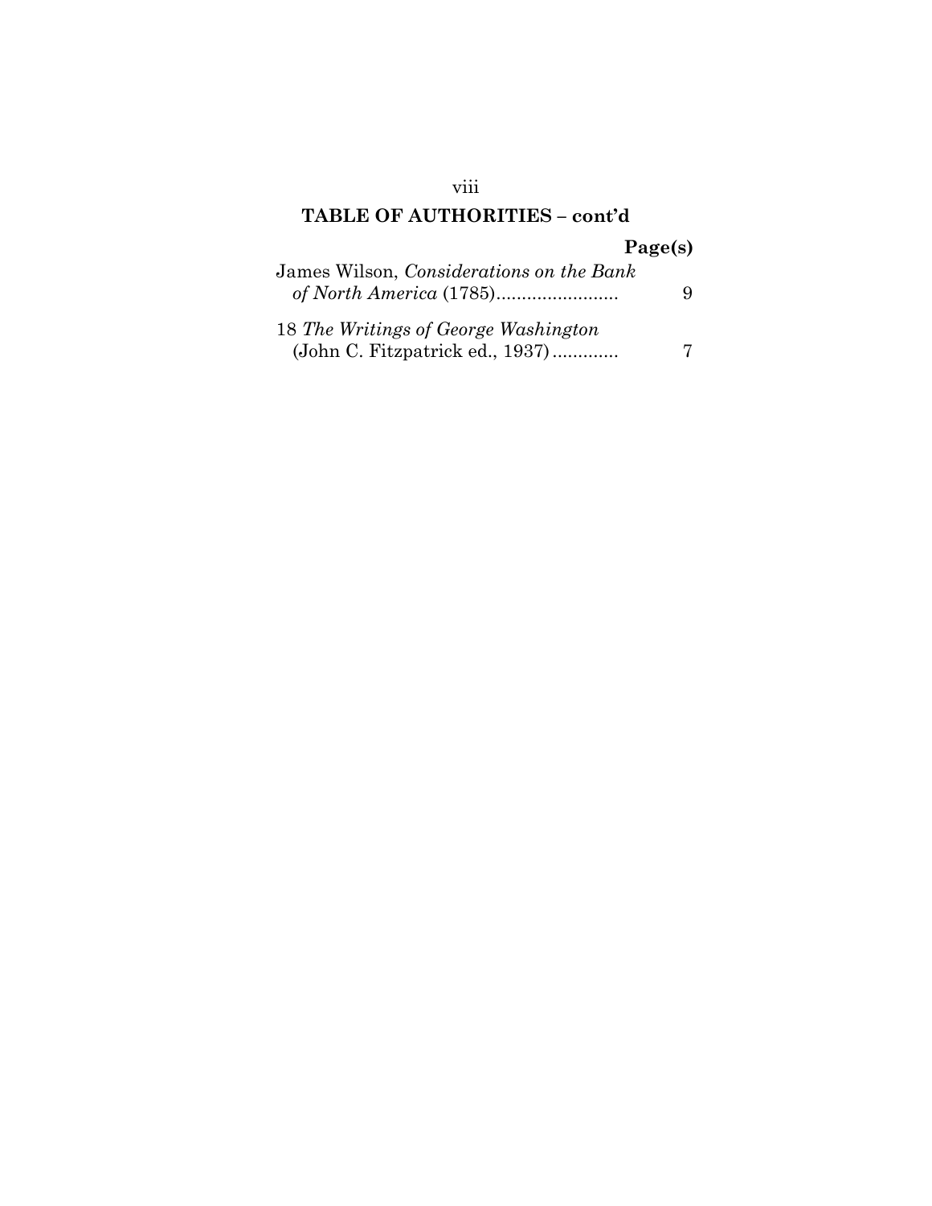## TABLE OF AUTHORITIES – cont'd

| | Page(s) |
|---|---|
| James Wilson, *Considerations on the Bank of North America* (1785) | 9 |
| 18 *The Writings of George Washington* (John C. Fitzpatrick ed., 1937) | 7 |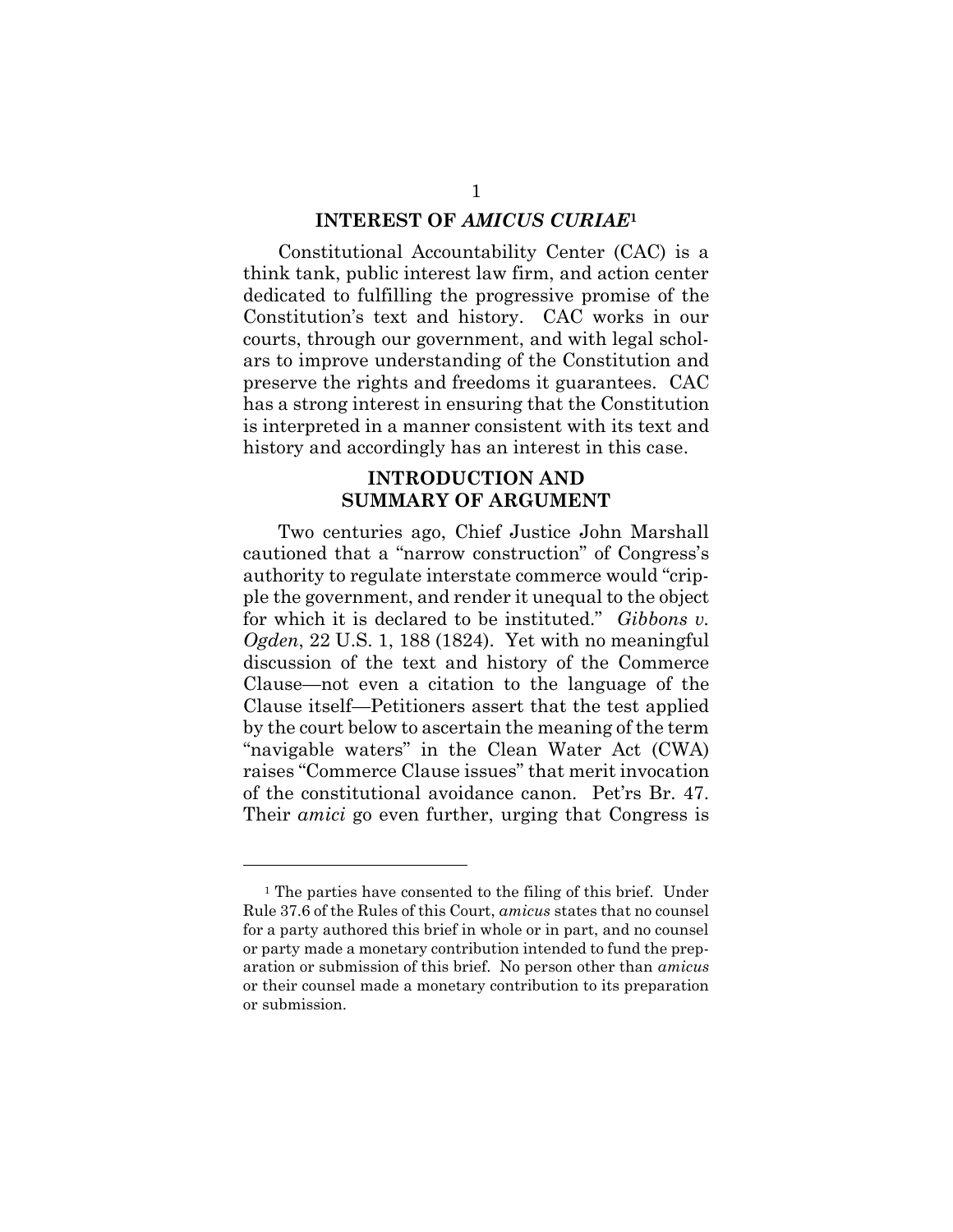## INTEREST OF *AMICUS CURIAE*[1]

Constitutional Accountability Center (CAC) is a think tank, public interest law firm, and action center dedicated to fulfilling the progressive promise of the Constitution's text and history. CAC works in our courts, through our government, and with legal scholars to improve understanding of the Constitution and preserve the rights and freedoms it guarantees. CAC has a strong interest in ensuring that the Constitution is interpreted in a manner consistent with its text and history and accordingly has an interest in this case.

## INTRODUCTION AND SUMMARY OF ARGUMENT

Two centuries ago, Chief Justice John Marshall cautioned that a "narrow construction" of Congress's authority to regulate interstate commerce would "cripple the government, and render it unequal to the object for which it is declared to be instituted." *Gibbons v. Ogden*, 22 U.S. 1, 188 (1824). Yet with no meaningful discussion of the text and history of the Commerce Clause—not even a citation to the language of the Clause itself—Petitioners assert that the test applied by the court below to ascertain the meaning of the term "navigable waters" in the Clean Water Act (CWA) raises "Commerce Clause issues" that merit invocation of the constitutional avoidance canon. Pet'rs Br. 47. Their *amici* go even further, urging that Congress is

---

[1] The parties have consented to the filing of this brief. Under Rule 37.6 of the Rules of this Court, *amicus* states that no counsel for a party authored this brief in whole or in part, and no counsel or party made a monetary contribution intended to fund the preparation or submission of this brief. No person other than *amicus* or their counsel made a monetary contribution to its preparation or submission.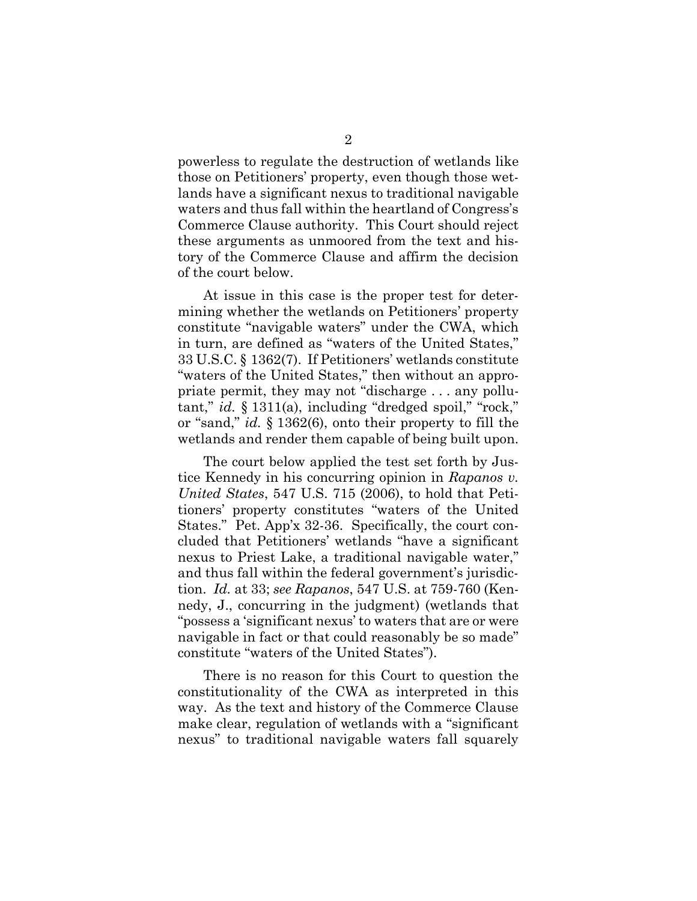powerless to regulate the destruction of wetlands like those on Petitioners' property, even though those wetlands have a significant nexus to traditional navigable waters and thus fall within the heartland of Congress's Commerce Clause authority. This Court should reject these arguments as unmoored from the text and history of the Commerce Clause and affirm the decision of the court below.

At issue in this case is the proper test for determining whether the wetlands on Petitioners' property constitute "navigable waters" under the CWA, which in turn, are defined as "waters of the United States," 33 U.S.C. § 1362(7). If Petitioners' wetlands constitute "waters of the United States," then without an appropriate permit, they may not "discharge . . . any pollutant," *id.* § 1311(a), including "dredged spoil," "rock," or "sand," *id.* § 1362(6), onto their property to fill the wetlands and render them capable of being built upon.

The court below applied the test set forth by Justice Kennedy in his concurring opinion in *Rapanos v. United States*, 547 U.S. 715 (2006), to hold that Petitioners' property constitutes "waters of the United States." Pet. App'x 32-36. Specifically, the court concluded that Petitioners' wetlands "have a significant nexus to Priest Lake, a traditional navigable water," and thus fall within the federal government's jurisdiction. *Id.* at 33; *see Rapanos*, 547 U.S. at 759-760 (Kennedy, J., concurring in the judgment) (wetlands that "possess a 'significant nexus' to waters that are or were navigable in fact or that could reasonably be so made" constitute "waters of the United States").

There is no reason for this Court to question the constitutionality of the CWA as interpreted in this way. As the text and history of the Commerce Clause make clear, regulation of wetlands with a "significant nexus" to traditional navigable waters fall squarely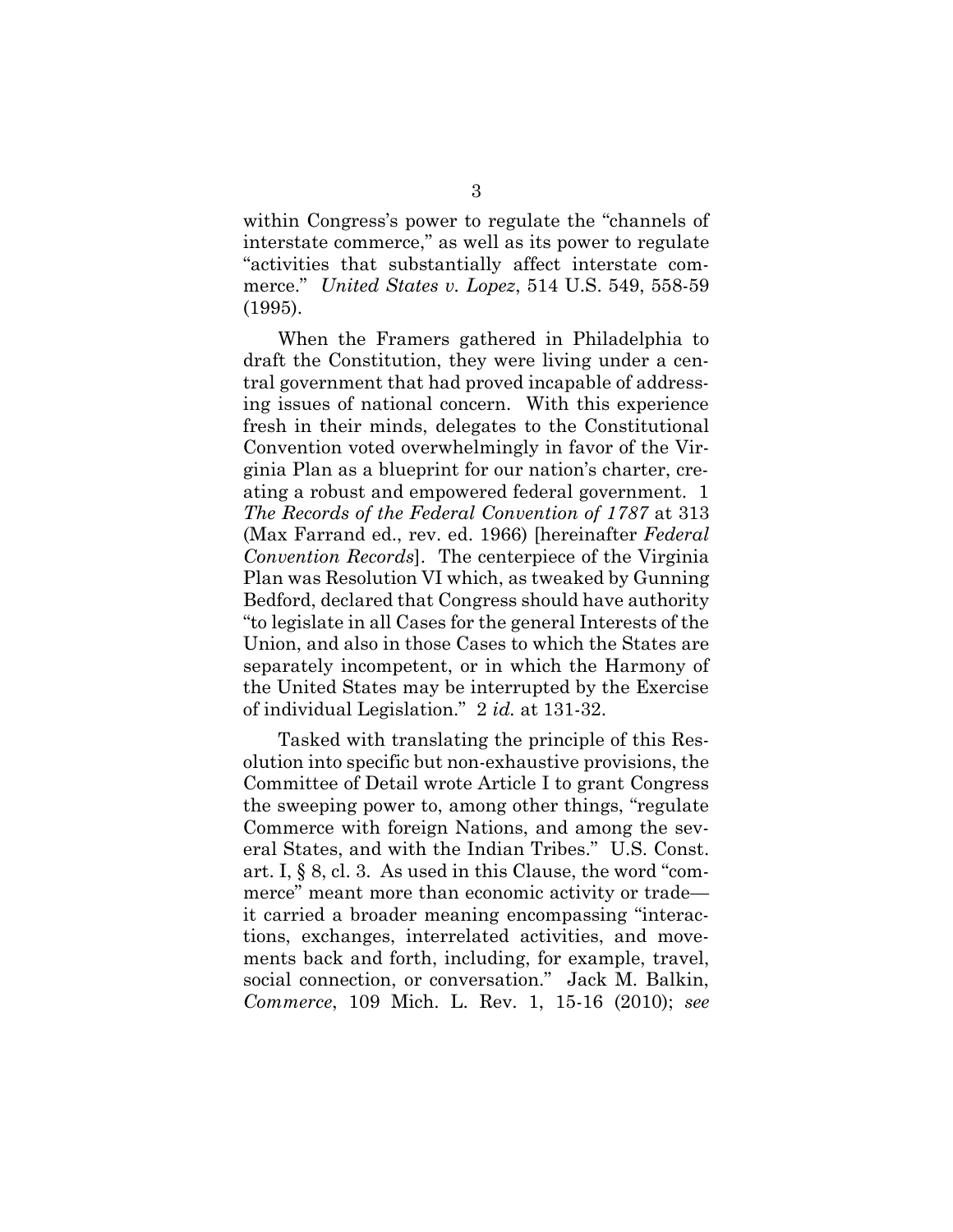within Congress's power to regulate the "channels of interstate commerce," as well as its power to regulate "activities that substantially affect interstate commerce." *United States v. Lopez*, 514 U.S. 549, 558-59 (1995).

When the Framers gathered in Philadelphia to draft the Constitution, they were living under a central government that had proved incapable of addressing issues of national concern. With this experience fresh in their minds, delegates to the Constitutional Convention voted overwhelmingly in favor of the Virginia Plan as a blueprint for our nation's charter, creating a robust and empowered federal government. 1 *The Records of the Federal Convention of 1787* at 313 (Max Farrand ed., rev. ed. 1966) [hereinafter *Federal Convention Records*]. The centerpiece of the Virginia Plan was Resolution VI which, as tweaked by Gunning Bedford, declared that Congress should have authority "to legislate in all Cases for the general Interests of the Union, and also in those Cases to which the States are separately incompetent, or in which the Harmony of the United States may be interrupted by the Exercise of individual Legislation." 2 *id.* at 131-32.

Tasked with translating the principle of this Resolution into specific but non-exhaustive provisions, the Committee of Detail wrote Article I to grant Congress the sweeping power to, among other things, "regulate Commerce with foreign Nations, and among the several States, and with the Indian Tribes." U.S. Const. art. I, § 8, cl. 3. As used in this Clause, the word "commerce" meant more than economic activity or trade—it carried a broader meaning encompassing "interactions, exchanges, interrelated activities, and movements back and forth, including, for example, travel, social connection, or conversation." Jack M. Balkin, *Commerce*, 109 Mich. L. Rev. 1, 15-16 (2010); *see*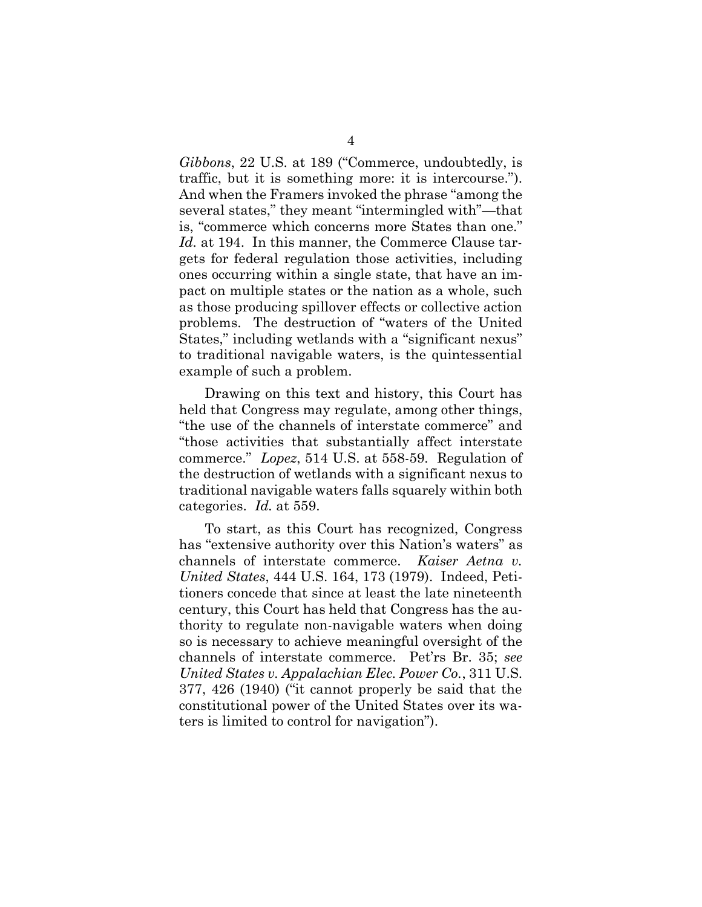*Gibbons*, 22 U.S. at 189 ("Commerce, undoubtedly, is traffic, but it is something more: it is intercourse."). And when the Framers invoked the phrase "among the several states," they meant "intermingled with"—that is, "commerce which concerns more States than one." *Id.* at 194. In this manner, the Commerce Clause targets for federal regulation those activities, including ones occurring within a single state, that have an impact on multiple states or the nation as a whole, such as those producing spillover effects or collective action problems. The destruction of "waters of the United States," including wetlands with a "significant nexus" to traditional navigable waters, is the quintessential example of such a problem.

Drawing on this text and history, this Court has held that Congress may regulate, among other things, "the use of the channels of interstate commerce" and "those activities that substantially affect interstate commerce." *Lopez*, 514 U.S. at 558-59. Regulation of the destruction of wetlands with a significant nexus to traditional navigable waters falls squarely within both categories. *Id.* at 559.

To start, as this Court has recognized, Congress has "extensive authority over this Nation's waters" as channels of interstate commerce. *Kaiser Aetna v. United States*, 444 U.S. 164, 173 (1979). Indeed, Petitioners concede that since at least the late nineteenth century, this Court has held that Congress has the authority to regulate non-navigable waters when doing so is necessary to achieve meaningful oversight of the channels of interstate commerce. Pet'rs Br. 35; *see United States v. Appalachian Elec. Power Co.*, 311 U.S. 377, 426 (1940) ("it cannot properly be said that the constitutional power of the United States over its waters is limited to control for navigation").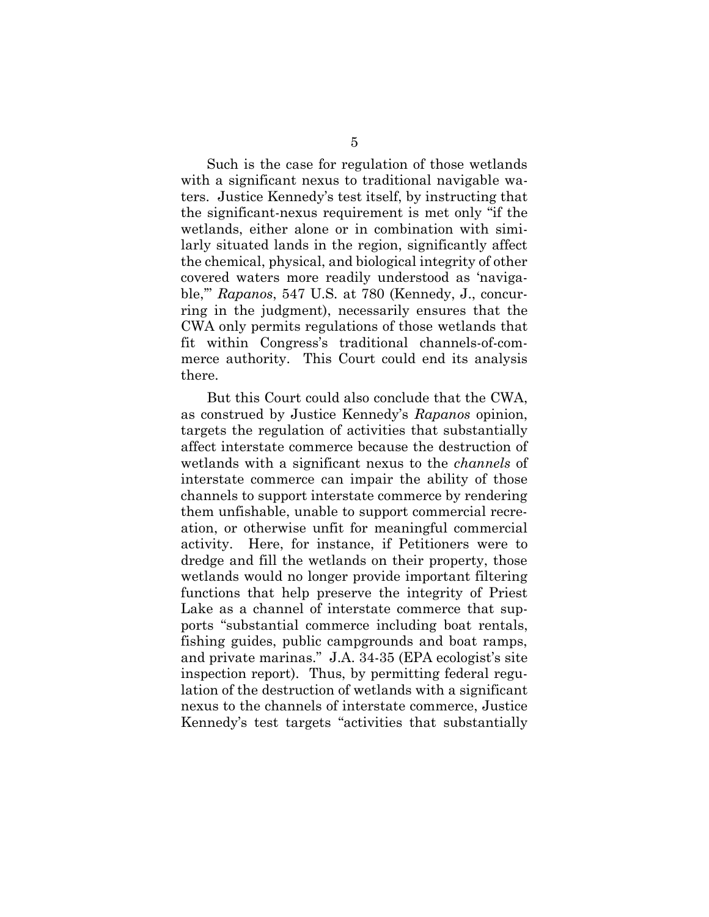Such is the case for regulation of those wetlands with a significant nexus to traditional navigable waters. Justice Kennedy's test itself, by instructing that the significant-nexus requirement is met only "if the wetlands, either alone or in combination with similarly situated lands in the region, significantly affect the chemical, physical, and biological integrity of other covered waters more readily understood as 'navigable,'" *Rapanos*, 547 U.S. at 780 (Kennedy, J., concurring in the judgment), necessarily ensures that the CWA only permits regulations of those wetlands that fit within Congress's traditional channels-of-commerce authority. This Court could end its analysis there.

But this Court could also conclude that the CWA, as construed by Justice Kennedy's *Rapanos* opinion, targets the regulation of activities that substantially affect interstate commerce because the destruction of wetlands with a significant nexus to the *channels* of interstate commerce can impair the ability of those channels to support interstate commerce by rendering them unfishable, unable to support commercial recreation, or otherwise unfit for meaningful commercial activity. Here, for instance, if Petitioners were to dredge and fill the wetlands on their property, those wetlands would no longer provide important filtering functions that help preserve the integrity of Priest Lake as a channel of interstate commerce that supports "substantial commerce including boat rentals, fishing guides, public campgrounds and boat ramps, and private marinas." J.A. 34-35 (EPA ecologist's site inspection report). Thus, by permitting federal regulation of the destruction of wetlands with a significant nexus to the channels of interstate commerce, Justice Kennedy's test targets "activities that substantially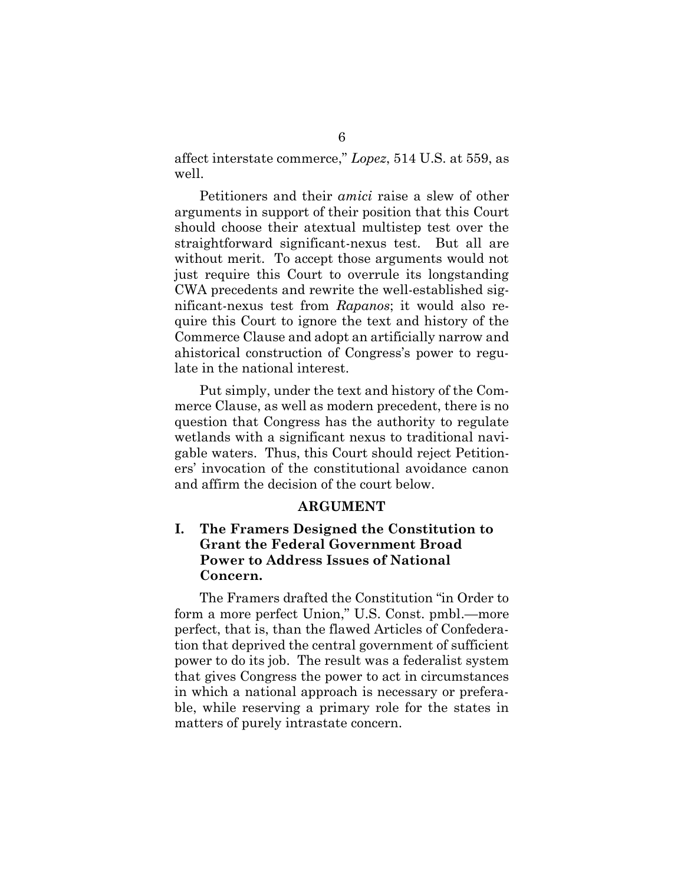affect interstate commerce," *Lopez*, 514 U.S. at 559, as well.

Petitioners and their *amici* raise a slew of other arguments in support of their position that this Court should choose their atextual multistep test over the straightforward significant-nexus test. But all are without merit. To accept those arguments would not just require this Court to overrule its longstanding CWA precedents and rewrite the well-established significant-nexus test from *Rapanos*; it would also require this Court to ignore the text and history of the Commerce Clause and adopt an artificially narrow and ahistorical construction of Congress's power to regulate in the national interest.

Put simply, under the text and history of the Commerce Clause, as well as modern precedent, there is no question that Congress has the authority to regulate wetlands with a significant nexus to traditional navigable waters. Thus, this Court should reject Petitioners' invocation of the constitutional avoidance canon and affirm the decision of the court below.

## ARGUMENT

### I. The Framers Designed the Constitution to Grant the Federal Government Broad Power to Address Issues of National Concern.

The Framers drafted the Constitution "in Order to form a more perfect Union," U.S. Const. pmbl.—more perfect, that is, than the flawed Articles of Confederation that deprived the central government of sufficient power to do its job. The result was a federalist system that gives Congress the power to act in circumstances in which a national approach is necessary or preferable, while reserving a primary role for the states in matters of purely intrastate concern.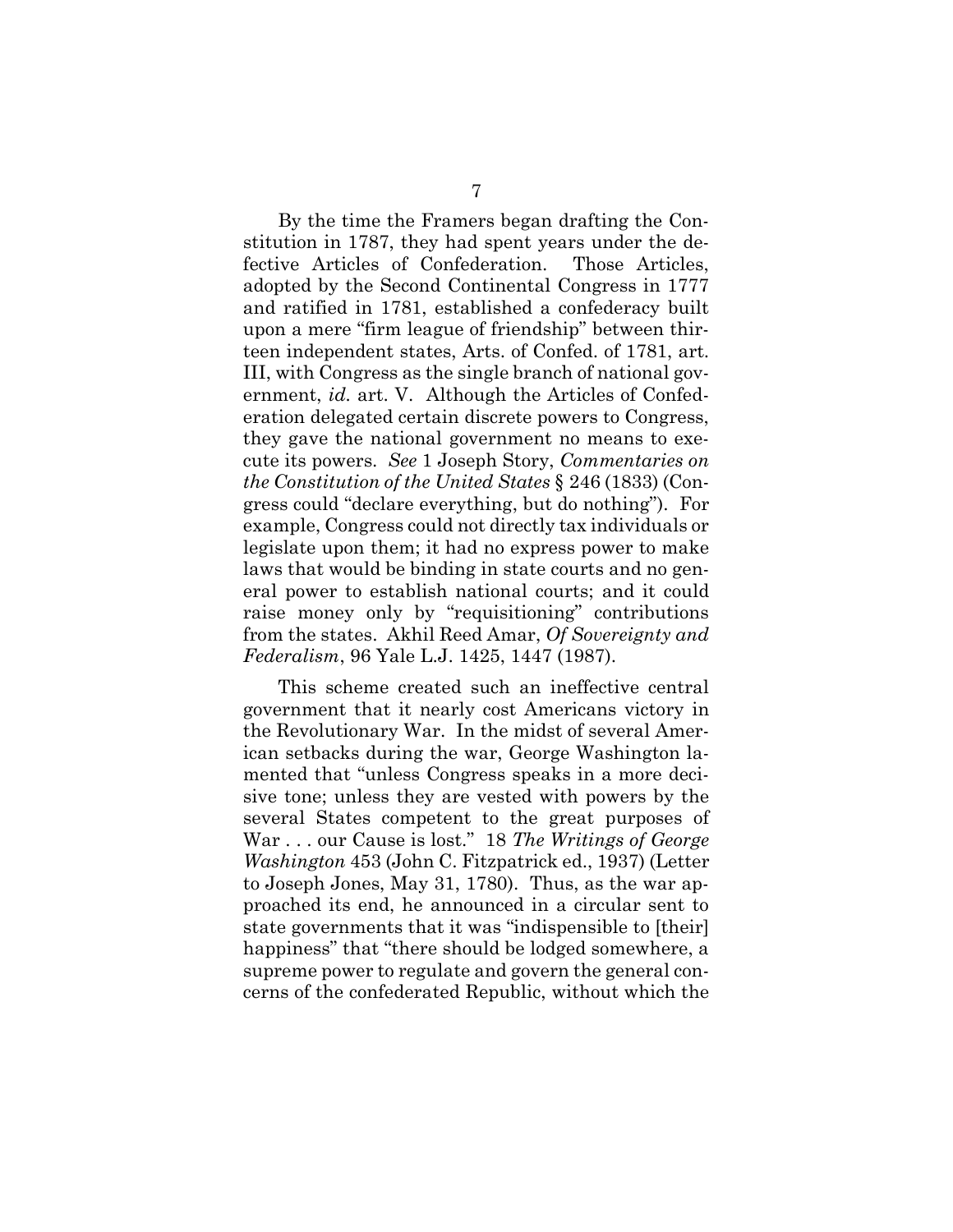By the time the Framers began drafting the Constitution in 1787, they had spent years under the defective Articles of Confederation. Those Articles, adopted by the Second Continental Congress in 1777 and ratified in 1781, established a confederacy built upon a mere "firm league of friendship" between thirteen independent states, Arts. of Confed. of 1781, art. III, with Congress as the single branch of national government, *id.* art. V. Although the Articles of Confederation delegated certain discrete powers to Congress, they gave the national government no means to execute its powers. *See* 1 Joseph Story, *Commentaries on the Constitution of the United States* § 246 (1833) (Congress could "declare everything, but do nothing"). For example, Congress could not directly tax individuals or legislate upon them; it had no express power to make laws that would be binding in state courts and no general power to establish national courts; and it could raise money only by "requisitioning" contributions from the states. Akhil Reed Amar, *Of Sovereignty and Federalism*, 96 Yale L.J. 1425, 1447 (1987).

This scheme created such an ineffective central government that it nearly cost Americans victory in the Revolutionary War. In the midst of several American setbacks during the war, George Washington lamented that "unless Congress speaks in a more decisive tone; unless they are vested with powers by the several States competent to the great purposes of War . . . our Cause is lost." 18 *The Writings of George Washington* 453 (John C. Fitzpatrick ed., 1937) (Letter to Joseph Jones, May 31, 1780). Thus, as the war approached its end, he announced in a circular sent to state governments that it was "indispensible to [their] happiness" that "there should be lodged somewhere, a supreme power to regulate and govern the general concerns of the confederated Republic, without which the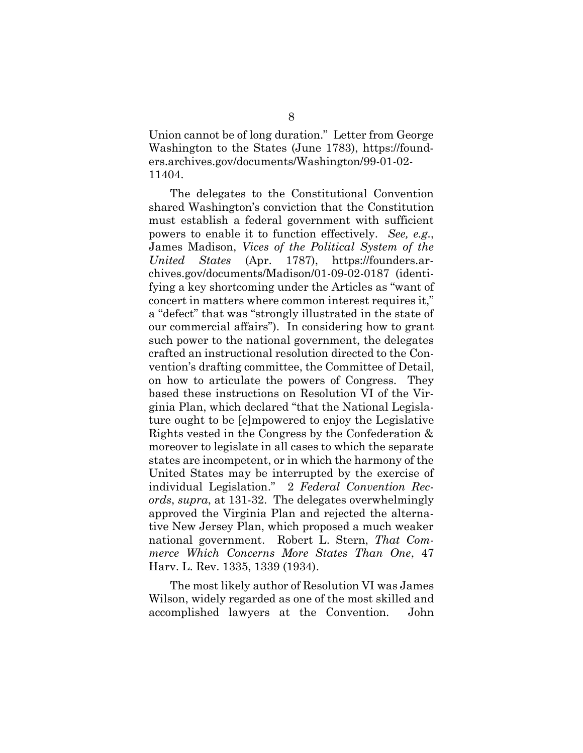Union cannot be of long duration." Letter from George Washington to the States (June 1783), https://founders.archives.gov/documents/Washington/99-01-02-11404.

The delegates to the Constitutional Convention shared Washington's conviction that the Constitution must establish a federal government with sufficient powers to enable it to function effectively. *See, e.g.*, James Madison, *Vices of the Political System of the United States* (Apr. 1787), https://founders.archives.gov/documents/Madison/01-09-02-0187 (identifying a key shortcoming under the Articles as "want of concert in matters where common interest requires it," a "defect" that was "strongly illustrated in the state of our commercial affairs"). In considering how to grant such power to the national government, the delegates crafted an instructional resolution directed to the Convention's drafting committee, the Committee of Detail, on how to articulate the powers of Congress. They based these instructions on Resolution VI of the Virginia Plan, which declared "that the National Legislature ought to be [e]mpowered to enjoy the Legislative Rights vested in the Congress by the Confederation & moreover to legislate in all cases to which the separate states are incompetent, or in which the harmony of the United States may be interrupted by the exercise of individual Legislation." 2 *Federal Convention Records*, *supra*, at 131-32. The delegates overwhelmingly approved the Virginia Plan and rejected the alternative New Jersey Plan, which proposed a much weaker national government. Robert L. Stern, *That Commerce Which Concerns More States Than One*, 47 Harv. L. Rev. 1335, 1339 (1934).

The most likely author of Resolution VI was James Wilson, widely regarded as one of the most skilled and accomplished lawyers at the Convention. John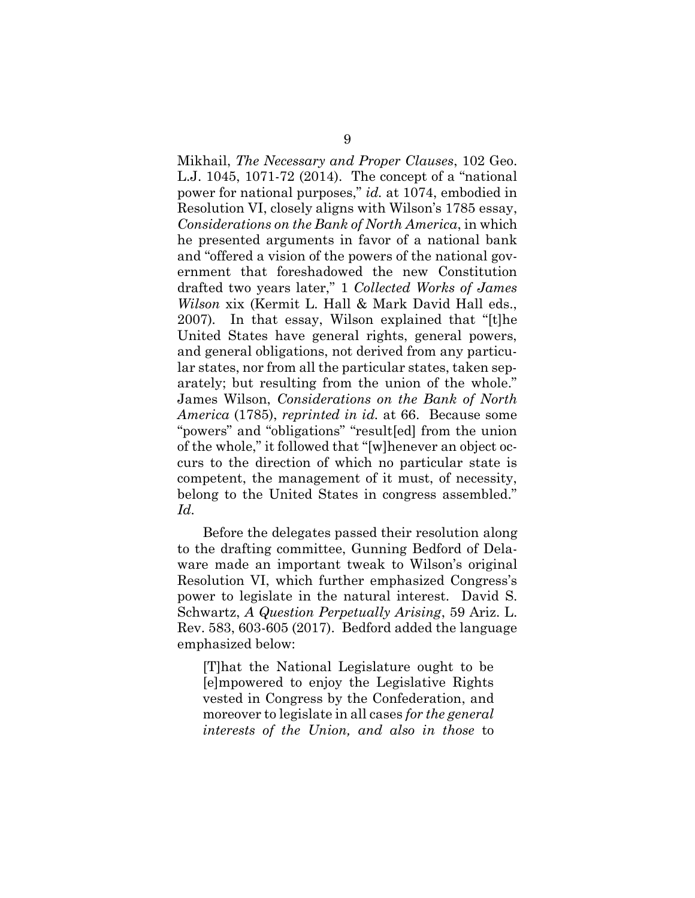Mikhail, *The Necessary and Proper Clauses*, 102 Geo. L.J. 1045, 1071-72 (2014). The concept of a "national power for national purposes," *id.* at 1074, embodied in Resolution VI, closely aligns with Wilson's 1785 essay, *Considerations on the Bank of North America*, in which he presented arguments in favor of a national bank and "offered a vision of the powers of the national government that foreshadowed the new Constitution drafted two years later," 1 *Collected Works of James Wilson* xix (Kermit L. Hall & Mark David Hall eds., 2007). In that essay, Wilson explained that "[t]he United States have general rights, general powers, and general obligations, not derived from any particular states, nor from all the particular states, taken separately; but resulting from the union of the whole." James Wilson, *Considerations on the Bank of North America* (1785), *reprinted in id.* at 66. Because some "powers" and "obligations" "result[ed] from the union of the whole," it followed that "[w]henever an object occurs to the direction of which no particular state is competent, the management of it must, of necessity, belong to the United States in congress assembled." *Id.*

Before the delegates passed their resolution along to the drafting committee, Gunning Bedford of Delaware made an important tweak to Wilson's original Resolution VI, which further emphasized Congress's power to legislate in the natural interest. David S. Schwartz, *A Question Perpetually Arising*, 59 Ariz. L. Rev. 583, 603-605 (2017). Bedford added the language emphasized below:

> [T]hat the National Legislature ought to be [e]mpowered to enjoy the Legislative Rights vested in Congress by the Confederation, and moreover to legislate in all cases *for the general interests of the Union, and also in those* to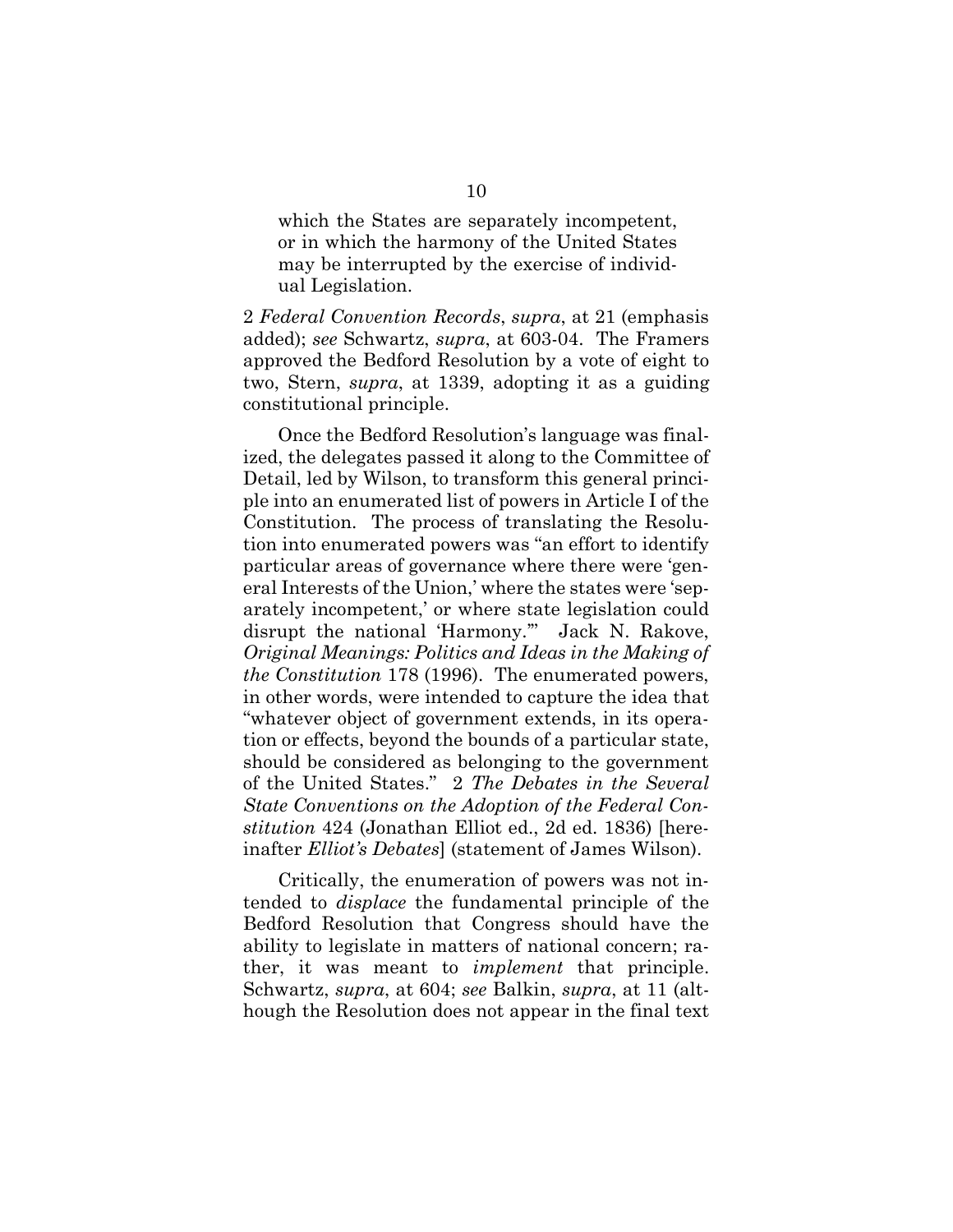> which the States are separately incompetent, or in which the harmony of the United States may be interrupted by the exercise of individual Legislation.

2 *Federal Convention Records*, *supra*, at 21 (emphasis added); *see* Schwartz, *supra*, at 603-04. The Framers approved the Bedford Resolution by a vote of eight to two, Stern, *supra*, at 1339, adopting it as a guiding constitutional principle.

Once the Bedford Resolution's language was finalized, the delegates passed it along to the Committee of Detail, led by Wilson, to transform this general principle into an enumerated list of powers in Article I of the Constitution. The process of translating the Resolution into enumerated powers was "an effort to identify particular areas of governance where there were 'general Interests of the Union,' where the states were 'separately incompetent,' or where state legislation could disrupt the national 'Harmony.'" Jack N. Rakove, *Original Meanings: Politics and Ideas in the Making of the Constitution* 178 (1996). The enumerated powers, in other words, were intended to capture the idea that "whatever object of government extends, in its operation or effects, beyond the bounds of a particular state, should be considered as belonging to the government of the United States." 2 *The Debates in the Several State Conventions on the Adoption of the Federal Constitution* 424 (Jonathan Elliot ed., 2d ed. 1836) [hereinafter *Elliot's Debates*] (statement of James Wilson).

Critically, the enumeration of powers was not intended to *displace* the fundamental principle of the Bedford Resolution that Congress should have the ability to legislate in matters of national concern; rather, it was meant to *implement* that principle. Schwartz, *supra*, at 604; *see* Balkin, *supra*, at 11 (although the Resolution does not appear in the final text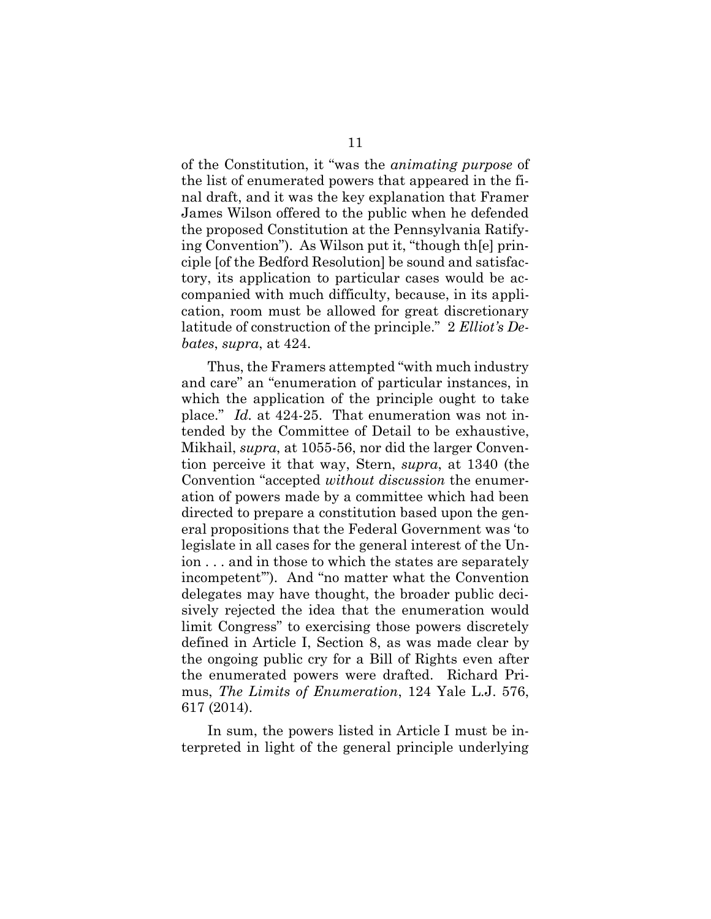of the Constitution, it "was the *animating purpose* of the list of enumerated powers that appeared in the final draft, and it was the key explanation that Framer James Wilson offered to the public when he defended the proposed Constitution at the Pennsylvania Ratifying Convention"). As Wilson put it, "though th[e] principle [of the Bedford Resolution] be sound and satisfactory, its application to particular cases would be accompanied with much difficulty, because, in its application, room must be allowed for great discretionary latitude of construction of the principle." 2 *Elliot's Debates*, *supra*, at 424.

Thus, the Framers attempted "with much industry and care" an "enumeration of particular instances, in which the application of the principle ought to take place." *Id.* at 424-25. That enumeration was not intended by the Committee of Detail to be exhaustive, Mikhail, *supra*, at 1055-56, nor did the larger Convention perceive it that way, Stern, *supra*, at 1340 (the Convention "accepted *without discussion* the enumeration of powers made by a committee which had been directed to prepare a constitution based upon the general propositions that the Federal Government was 'to legislate in all cases for the general interest of the Union . . . and in those to which the states are separately incompetent'"). And "no matter what the Convention delegates may have thought, the broader public decisively rejected the idea that the enumeration would limit Congress" to exercising those powers discretely defined in Article I, Section 8, as was made clear by the ongoing public cry for a Bill of Rights even after the enumerated powers were drafted. Richard Primus, *The Limits of Enumeration*, 124 Yale L.J. 576, 617 (2014).

In sum, the powers listed in Article I must be interpreted in light of the general principle underlying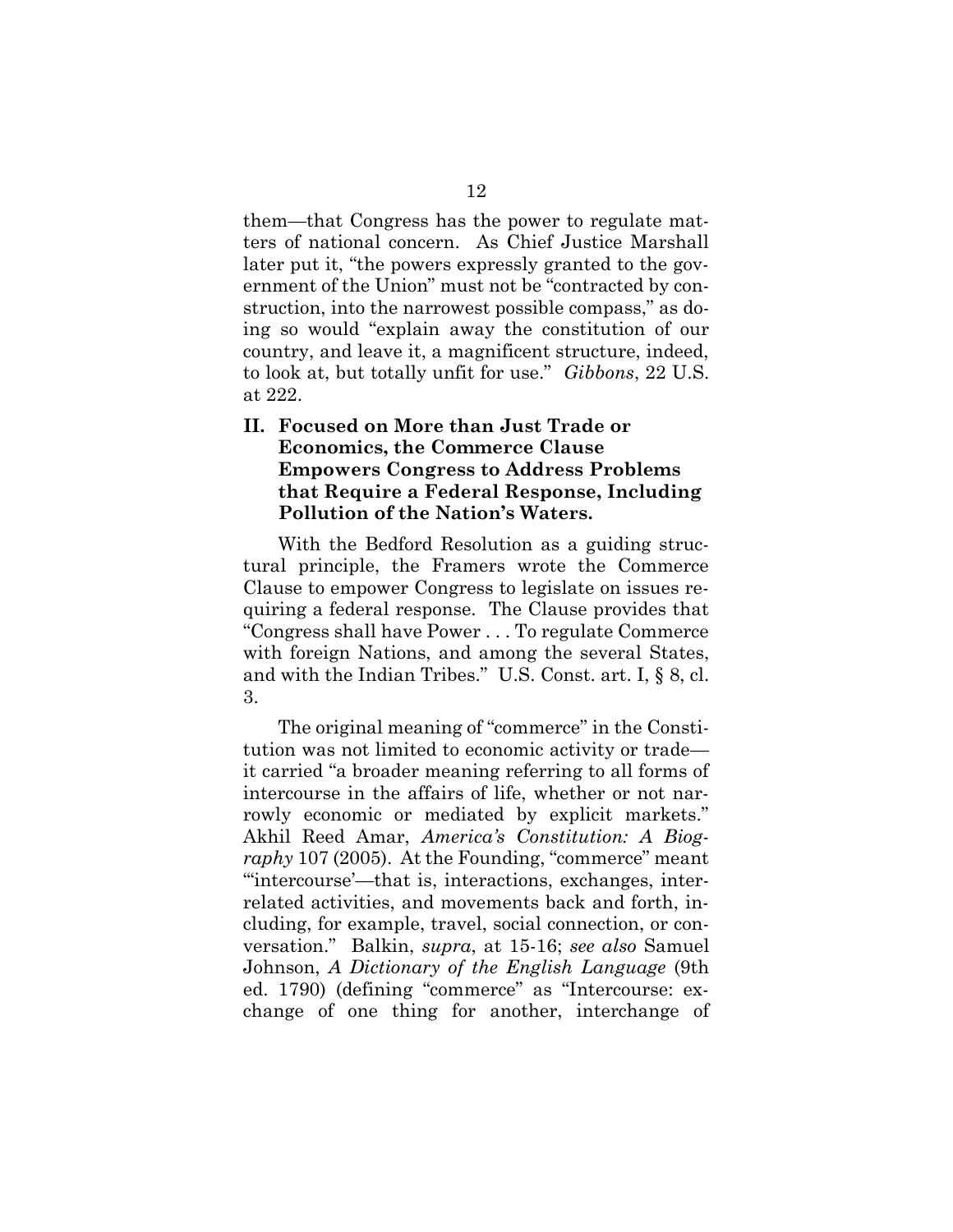them—that Congress has the power to regulate matters of national concern. As Chief Justice Marshall later put it, "the powers expressly granted to the government of the Union" must not be "contracted by construction, into the narrowest possible compass," as doing so would "explain away the constitution of our country, and leave it, a magnificent structure, indeed, to look at, but totally unfit for use." *Gibbons*, 22 U.S. at 222.

## II. Focused on More than Just Trade or Economics, the Commerce Clause Empowers Congress to Address Problems that Require a Federal Response, Including Pollution of the Nation's Waters.

With the Bedford Resolution as a guiding structural principle, the Framers wrote the Commerce Clause to empower Congress to legislate on issues requiring a federal response. The Clause provides that "Congress shall have Power . . . To regulate Commerce with foreign Nations, and among the several States, and with the Indian Tribes." U.S. Const. art. I, § 8, cl. 3.

The original meaning of "commerce" in the Constitution was not limited to economic activity or trade—it carried "a broader meaning referring to all forms of intercourse in the affairs of life, whether or not narrowly economic or mediated by explicit markets." Akhil Reed Amar, *America's Constitution: A Biography* 107 (2005). At the Founding, "commerce" meant "'intercourse'—that is, interactions, exchanges, interrelated activities, and movements back and forth, including, for example, travel, social connection, or conversation." Balkin, *supra*, at 15-16; *see also* Samuel Johnson, *A Dictionary of the English Language* (9th ed. 1790) (defining "commerce" as "Intercourse: exchange of one thing for another, interchange of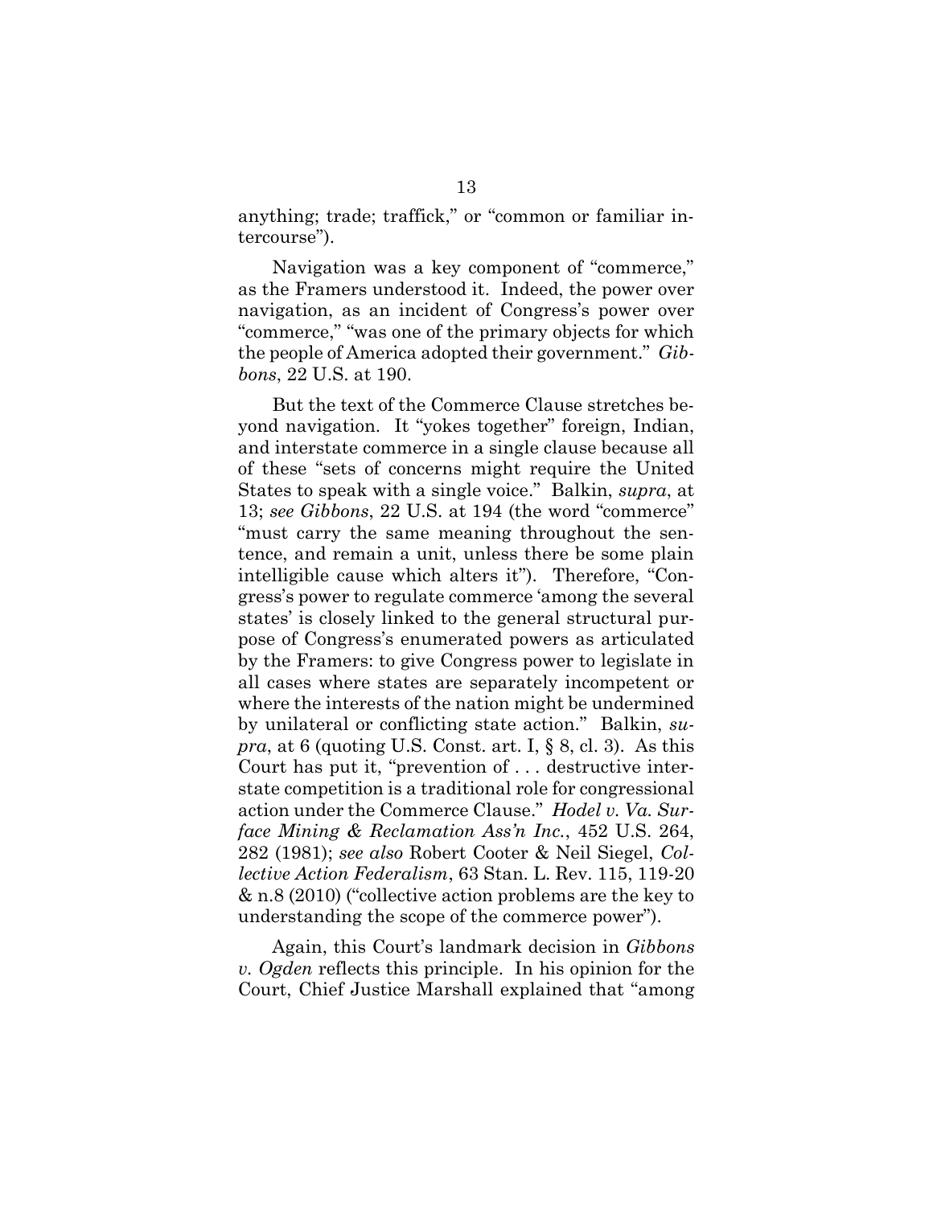anything; trade; traffick," or "common or familiar intercourse").

Navigation was a key component of "commerce," as the Framers understood it. Indeed, the power over navigation, as an incident of Congress's power over "commerce," "was one of the primary objects for which the people of America adopted their government." *Gibbons*, 22 U.S. at 190.

But the text of the Commerce Clause stretches beyond navigation. It "yokes together" foreign, Indian, and interstate commerce in a single clause because all of these "sets of concerns might require the United States to speak with a single voice." Balkin, *supra*, at 13; *see Gibbons*, 22 U.S. at 194 (the word "commerce" "must carry the same meaning throughout the sentence, and remain a unit, unless there be some plain intelligible cause which alters it"). Therefore, "Congress's power to regulate commerce 'among the several states' is closely linked to the general structural purpose of Congress's enumerated powers as articulated by the Framers: to give Congress power to legislate in all cases where states are separately incompetent or where the interests of the nation might be undermined by unilateral or conflicting state action." Balkin, *supra*, at 6 (quoting U.S. Const. art. I, § 8, cl. 3). As this Court has put it, "prevention of . . . destructive interstate competition is a traditional role for congressional action under the Commerce Clause." *Hodel v. Va. Surface Mining & Reclamation Ass'n Inc.*, 452 U.S. 264, 282 (1981); *see also* Robert Cooter & Neil Siegel, *Collective Action Federalism*, 63 Stan. L. Rev. 115, 119-20 & n.8 (2010) ("collective action problems are the key to understanding the scope of the commerce power").

Again, this Court's landmark decision in *Gibbons v. Ogden* reflects this principle. In his opinion for the Court, Chief Justice Marshall explained that "among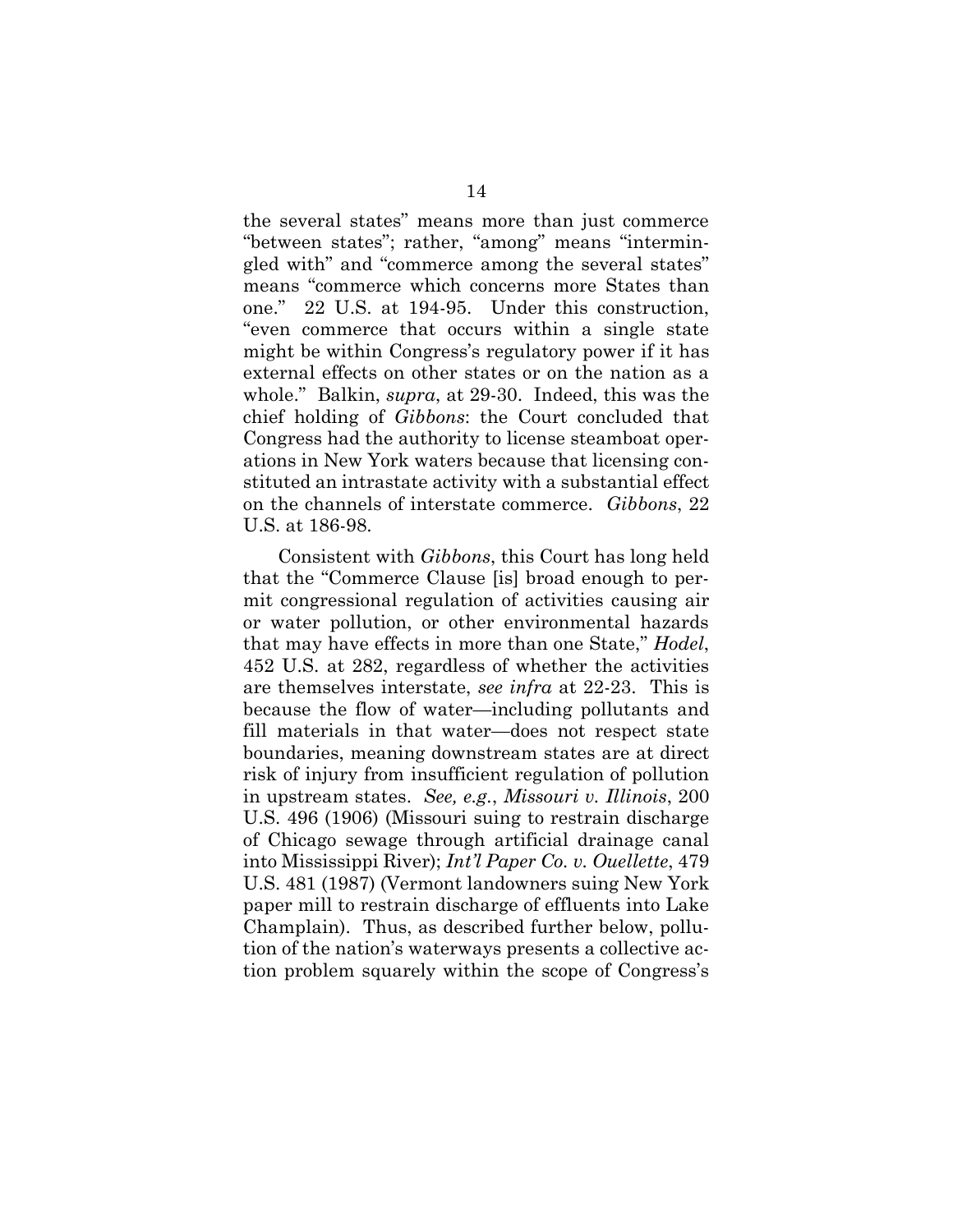the several states" means more than just commerce "between states"; rather, "among" means "intermingled with" and "commerce among the several states" means "commerce which concerns more States than one." 22 U.S. at 194-95. Under this construction, "even commerce that occurs within a single state might be within Congress's regulatory power if it has external effects on other states or on the nation as a whole." Balkin, *supra*, at 29-30. Indeed, this was the chief holding of *Gibbons*: the Court concluded that Congress had the authority to license steamboat operations in New York waters because that licensing constituted an intrastate activity with a substantial effect on the channels of interstate commerce. *Gibbons*, 22 U.S. at 186-98.

Consistent with *Gibbons*, this Court has long held that the "Commerce Clause [is] broad enough to permit congressional regulation of activities causing air or water pollution, or other environmental hazards that may have effects in more than one State," *Hodel*, 452 U.S. at 282, regardless of whether the activities are themselves interstate, *see infra* at 22-23. This is because the flow of water—including pollutants and fill materials in that water—does not respect state boundaries, meaning downstream states are at direct risk of injury from insufficient regulation of pollution in upstream states. *See, e.g.*, *Missouri v. Illinois*, 200 U.S. 496 (1906) (Missouri suing to restrain discharge of Chicago sewage through artificial drainage canal into Mississippi River); *Int'l Paper Co. v. Ouellette*, 479 U.S. 481 (1987) (Vermont landowners suing New York paper mill to restrain discharge of effluents into Lake Champlain). Thus, as described further below, pollution of the nation's waterways presents a collective action problem squarely within the scope of Congress's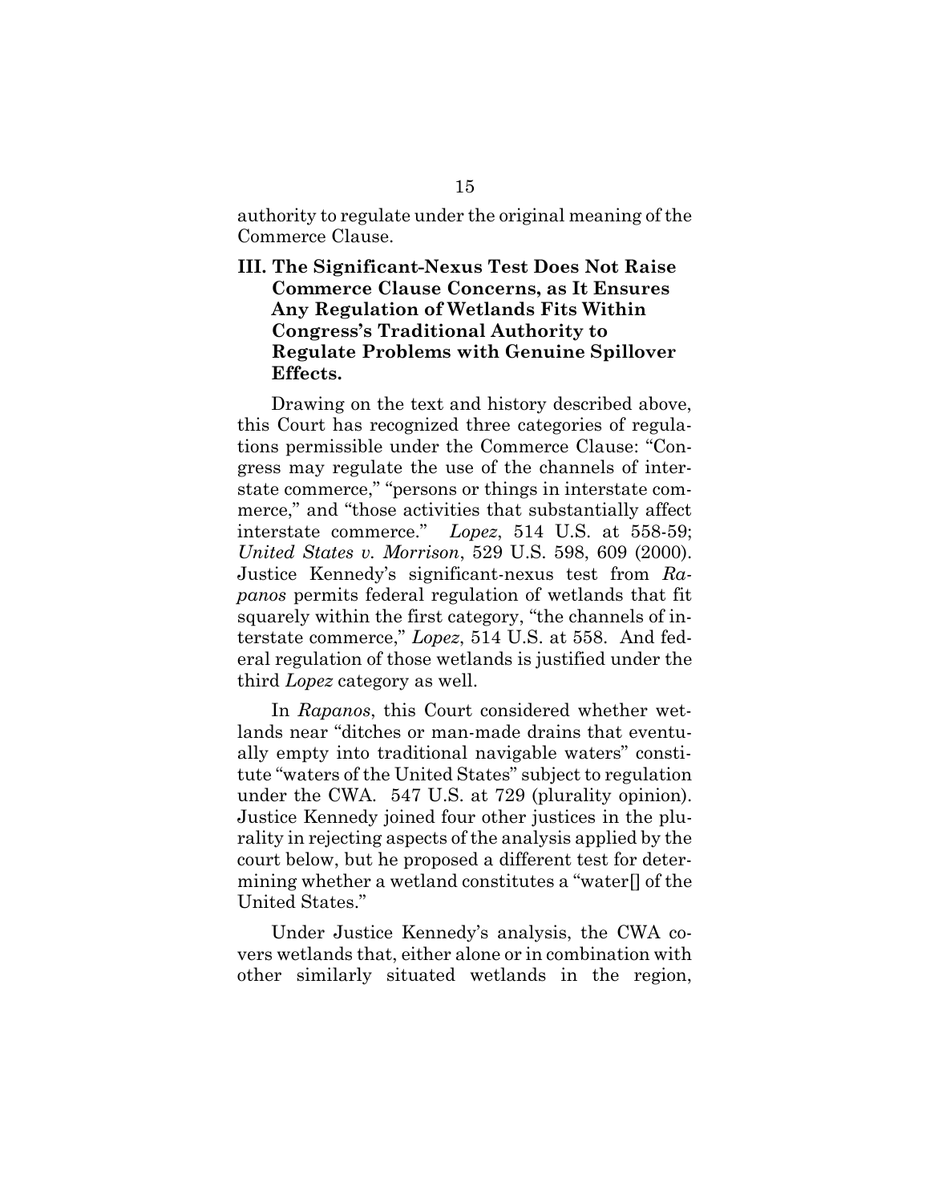authority to regulate under the original meaning of the Commerce Clause.

## III. The Significant-Nexus Test Does Not Raise Commerce Clause Concerns, as It Ensures Any Regulation of Wetlands Fits Within Congress's Traditional Authority to Regulate Problems with Genuine Spillover Effects.

Drawing on the text and history described above, this Court has recognized three categories of regulations permissible under the Commerce Clause: "Congress may regulate the use of the channels of interstate commerce," "persons or things in interstate commerce," and "those activities that substantially affect interstate commerce." *Lopez*, 514 U.S. at 558-59; *United States v. Morrison*, 529 U.S. 598, 609 (2000). Justice Kennedy's significant-nexus test from *Rapanos* permits federal regulation of wetlands that fit squarely within the first category, "the channels of interstate commerce," *Lopez*, 514 U.S. at 558. And federal regulation of those wetlands is justified under the third *Lopez* category as well.

In *Rapanos*, this Court considered whether wetlands near "ditches or man-made drains that eventually empty into traditional navigable waters" constitute "waters of the United States" subject to regulation under the CWA. 547 U.S. at 729 (plurality opinion). Justice Kennedy joined four other justices in the plurality in rejecting aspects of the analysis applied by the court below, but he proposed a different test for determining whether a wetland constitutes a "water[] of the United States."

Under Justice Kennedy's analysis, the CWA covers wetlands that, either alone or in combination with other similarly situated wetlands in the region,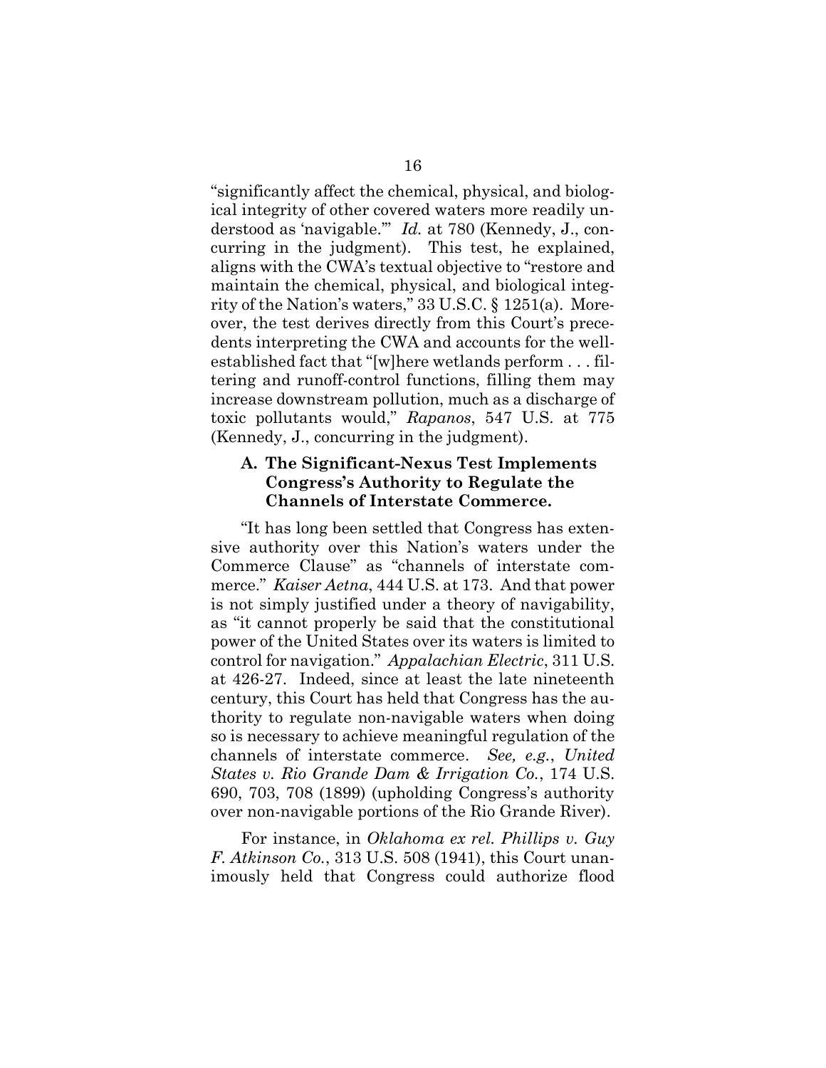"significantly affect the chemical, physical, and biological integrity of other covered waters more readily understood as 'navigable.'" *Id.* at 780 (Kennedy, J., concurring in the judgment). This test, he explained, aligns with the CWA's textual objective to "restore and maintain the chemical, physical, and biological integrity of the Nation's waters," 33 U.S.C. § 1251(a). Moreover, the test derives directly from this Court's precedents interpreting the CWA and accounts for the well-established fact that "[w]here wetlands perform . . . filtering and runoff-control functions, filling them may increase downstream pollution, much as a discharge of toxic pollutants would," *Rapanos*, 547 U.S. at 775 (Kennedy, J., concurring in the judgment).

### A. The Significant-Nexus Test Implements Congress's Authority to Regulate the Channels of Interstate Commerce.

"It has long been settled that Congress has extensive authority over this Nation's waters under the Commerce Clause" as "channels of interstate commerce." *Kaiser Aetna*, 444 U.S. at 173. And that power is not simply justified under a theory of navigability, as "it cannot properly be said that the constitutional power of the United States over its waters is limited to control for navigation." *Appalachian Electric*, 311 U.S. at 426-27. Indeed, since at least the late nineteenth century, this Court has held that Congress has the authority to regulate non-navigable waters when doing so is necessary to achieve meaningful regulation of the channels of interstate commerce. *See, e.g.*, *United States v. Rio Grande Dam & Irrigation Co.*, 174 U.S. 690, 703, 708 (1899) (upholding Congress's authority over non-navigable portions of the Rio Grande River).

For instance, in *Oklahoma ex rel. Phillips v. Guy F. Atkinson Co.*, 313 U.S. 508 (1941), this Court unanimously held that Congress could authorize flood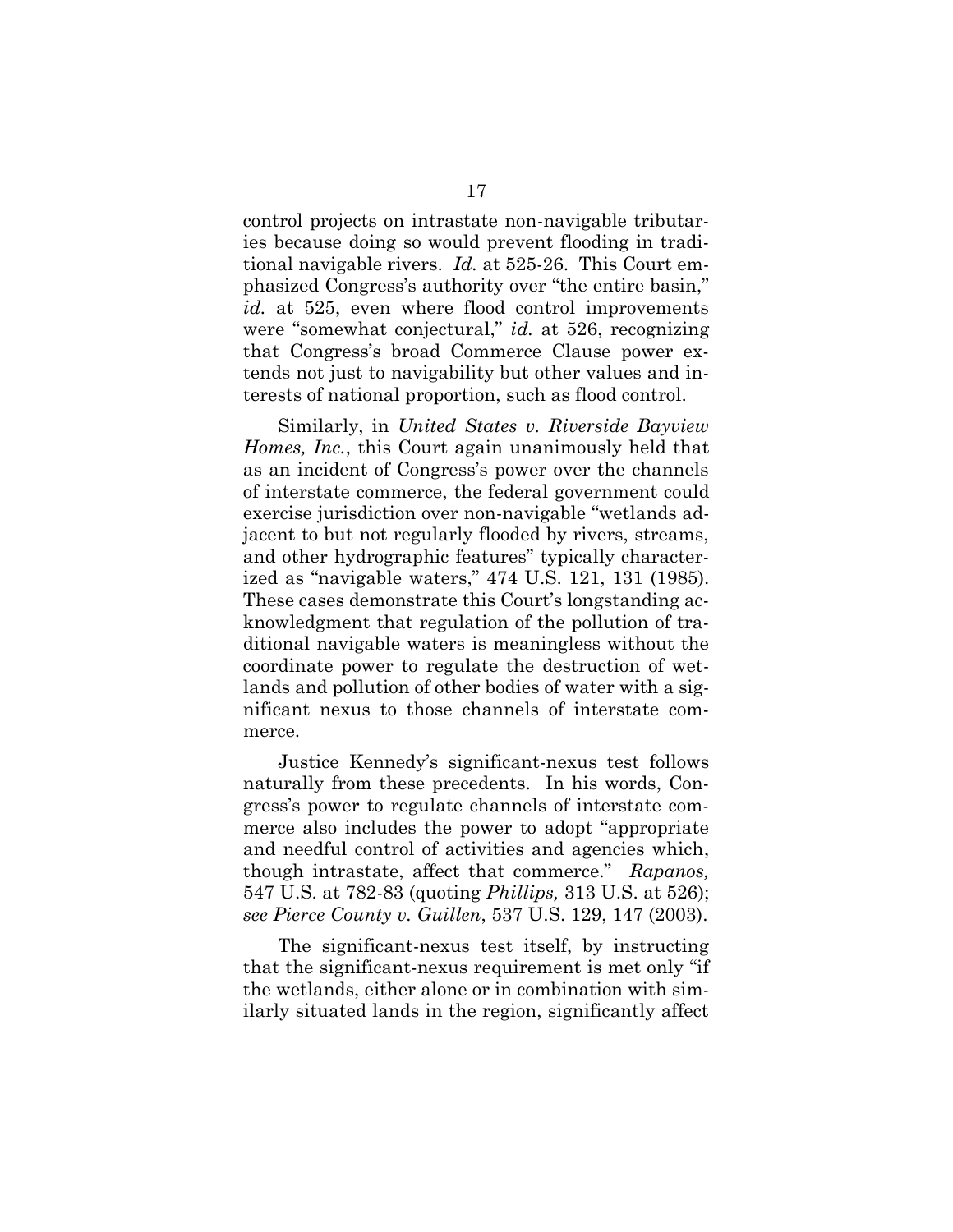control projects on intrastate non-navigable tributaries because doing so would prevent flooding in traditional navigable rivers. *Id.* at 525-26. This Court emphasized Congress's authority over "the entire basin," *id.* at 525, even where flood control improvements were "somewhat conjectural," *id.* at 526, recognizing that Congress's broad Commerce Clause power extends not just to navigability but other values and interests of national proportion, such as flood control.

Similarly, in *United States v. Riverside Bayview Homes, Inc.*, this Court again unanimously held that as an incident of Congress's power over the channels of interstate commerce, the federal government could exercise jurisdiction over non-navigable "wetlands adjacent to but not regularly flooded by rivers, streams, and other hydrographic features" typically characterized as "navigable waters," 474 U.S. 121, 131 (1985). These cases demonstrate this Court's longstanding acknowledgment that regulation of the pollution of traditional navigable waters is meaningless without the coordinate power to regulate the destruction of wetlands and pollution of other bodies of water with a significant nexus to those channels of interstate commerce.

Justice Kennedy's significant-nexus test follows naturally from these precedents. In his words, Congress's power to regulate channels of interstate commerce also includes the power to adopt "appropriate and needful control of activities and agencies which, though intrastate, affect that commerce." *Rapanos,* 547 U.S. at 782-83 (quoting *Phillips,* 313 U.S. at 526); *see Pierce County v. Guillen*, 537 U.S. 129, 147 (2003).

The significant-nexus test itself, by instructing that the significant-nexus requirement is met only "if the wetlands, either alone or in combination with similarly situated lands in the region, significantly affect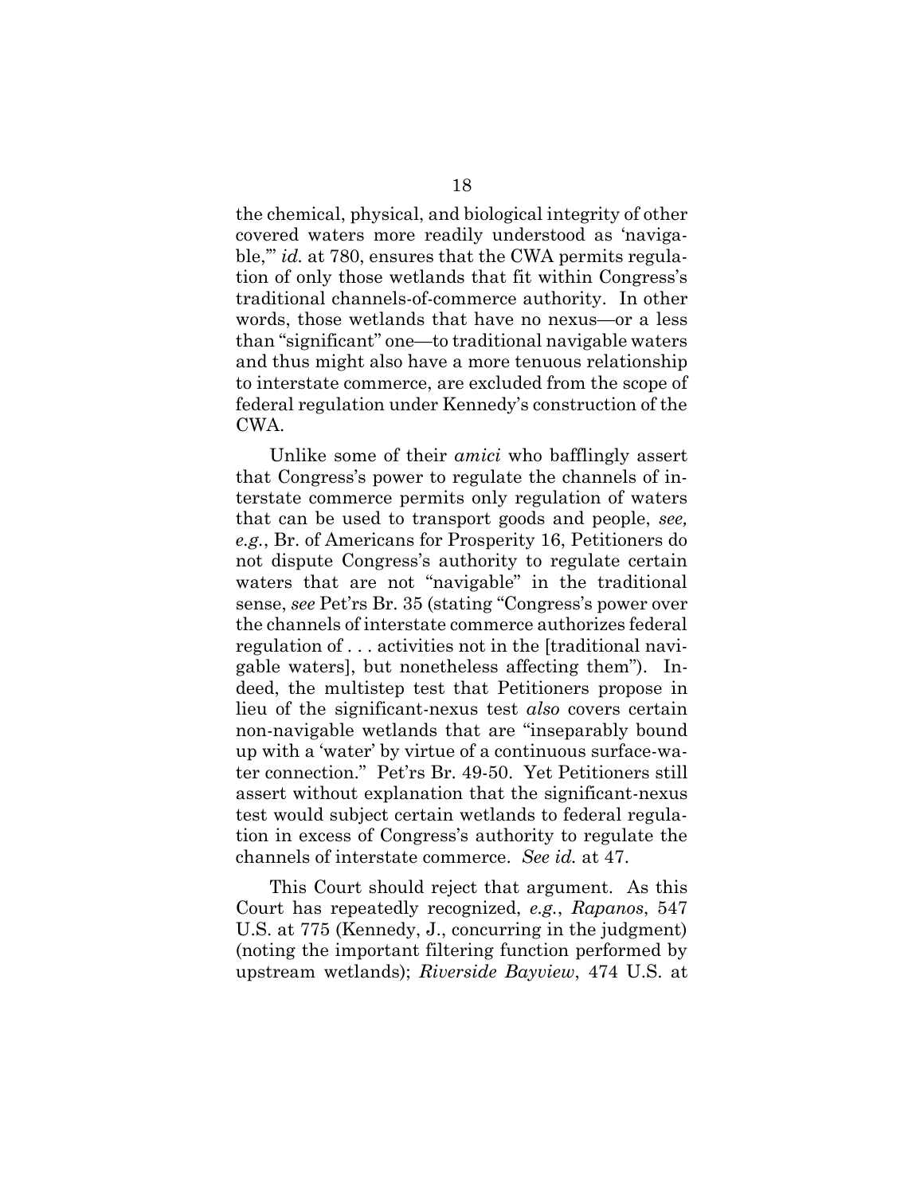the chemical, physical, and biological integrity of other covered waters more readily understood as 'navigable,'" *id.* at 780, ensures that the CWA permits regulation of only those wetlands that fit within Congress's traditional channels-of-commerce authority. In other words, those wetlands that have no nexus—or a less than "significant" one—to traditional navigable waters and thus might also have a more tenuous relationship to interstate commerce, are excluded from the scope of federal regulation under Kennedy's construction of the CWA.

Unlike some of their *amici* who bafflingly assert that Congress's power to regulate the channels of interstate commerce permits only regulation of waters that can be used to transport goods and people, *see, e.g.*, Br. of Americans for Prosperity 16, Petitioners do not dispute Congress's authority to regulate certain waters that are not "navigable" in the traditional sense, *see* Pet'rs Br. 35 (stating "Congress's power over the channels of interstate commerce authorizes federal regulation of . . . activities not in the [traditional navigable waters], but nonetheless affecting them"). Indeed, the multistep test that Petitioners propose in lieu of the significant-nexus test *also* covers certain non-navigable wetlands that are "inseparably bound up with a 'water' by virtue of a continuous surface-water connection." Pet'rs Br. 49-50. Yet Petitioners still assert without explanation that the significant-nexus test would subject certain wetlands to federal regulation in excess of Congress's authority to regulate the channels of interstate commerce. *See id.* at 47.

This Court should reject that argument. As this Court has repeatedly recognized, *e.g.*, *Rapanos*, 547 U.S. at 775 (Kennedy, J., concurring in the judgment) (noting the important filtering function performed by upstream wetlands); *Riverside Bayview*, 474 U.S. at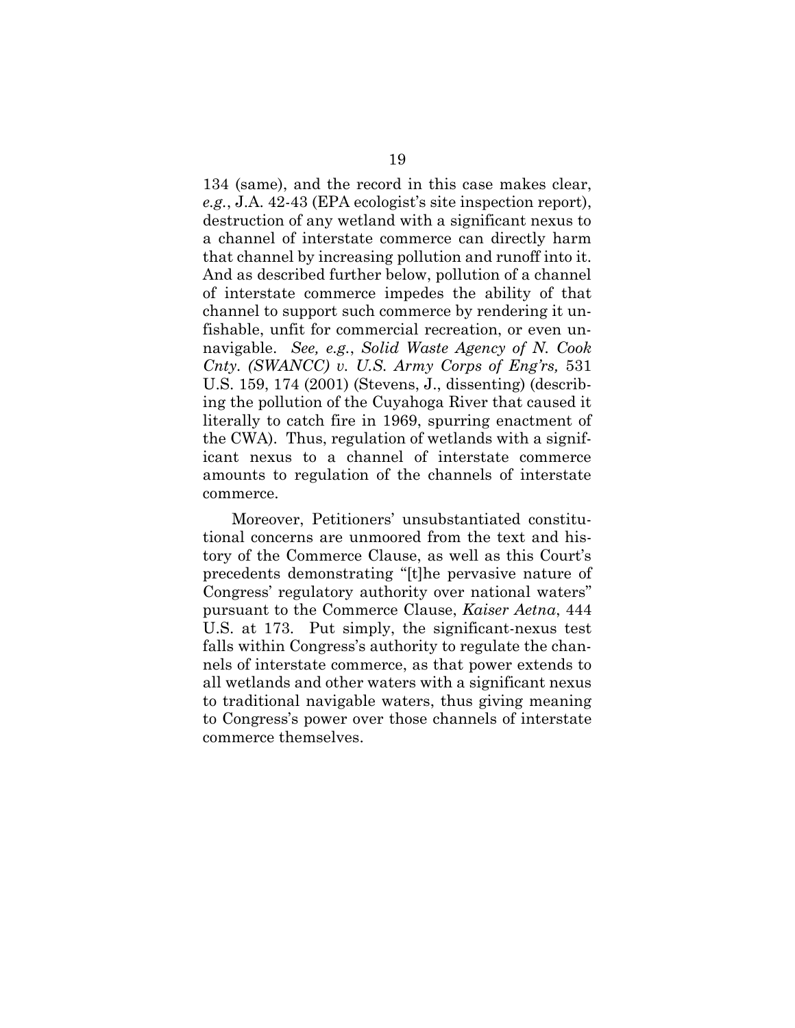134 (same), and the record in this case makes clear, *e.g.*, J.A. 42-43 (EPA ecologist's site inspection report), destruction of any wetland with a significant nexus to a channel of interstate commerce can directly harm that channel by increasing pollution and runoff into it. And as described further below, pollution of a channel of interstate commerce impedes the ability of that channel to support such commerce by rendering it unfishable, unfit for commercial recreation, or even unnavigable. *See, e.g.*, *Solid Waste Agency of N. Cook Cnty. (SWANCC) v. U.S. Army Corps of Eng'rs,* 531 U.S. 159, 174 (2001) (Stevens, J., dissenting) (describing the pollution of the Cuyahoga River that caused it literally to catch fire in 1969, spurring enactment of the CWA). Thus, regulation of wetlands with a significant nexus to a channel of interstate commerce amounts to regulation of the channels of interstate commerce.

Moreover, Petitioners' unsubstantiated constitutional concerns are unmoored from the text and history of the Commerce Clause, as well as this Court's precedents demonstrating "[t]he pervasive nature of Congress' regulatory authority over national waters" pursuant to the Commerce Clause, *Kaiser Aetna*, 444 U.S. at 173. Put simply, the significant-nexus test falls within Congress's authority to regulate the channels of interstate commerce, as that power extends to all wetlands and other waters with a significant nexus to traditional navigable waters, thus giving meaning to Congress's power over those channels of interstate commerce themselves.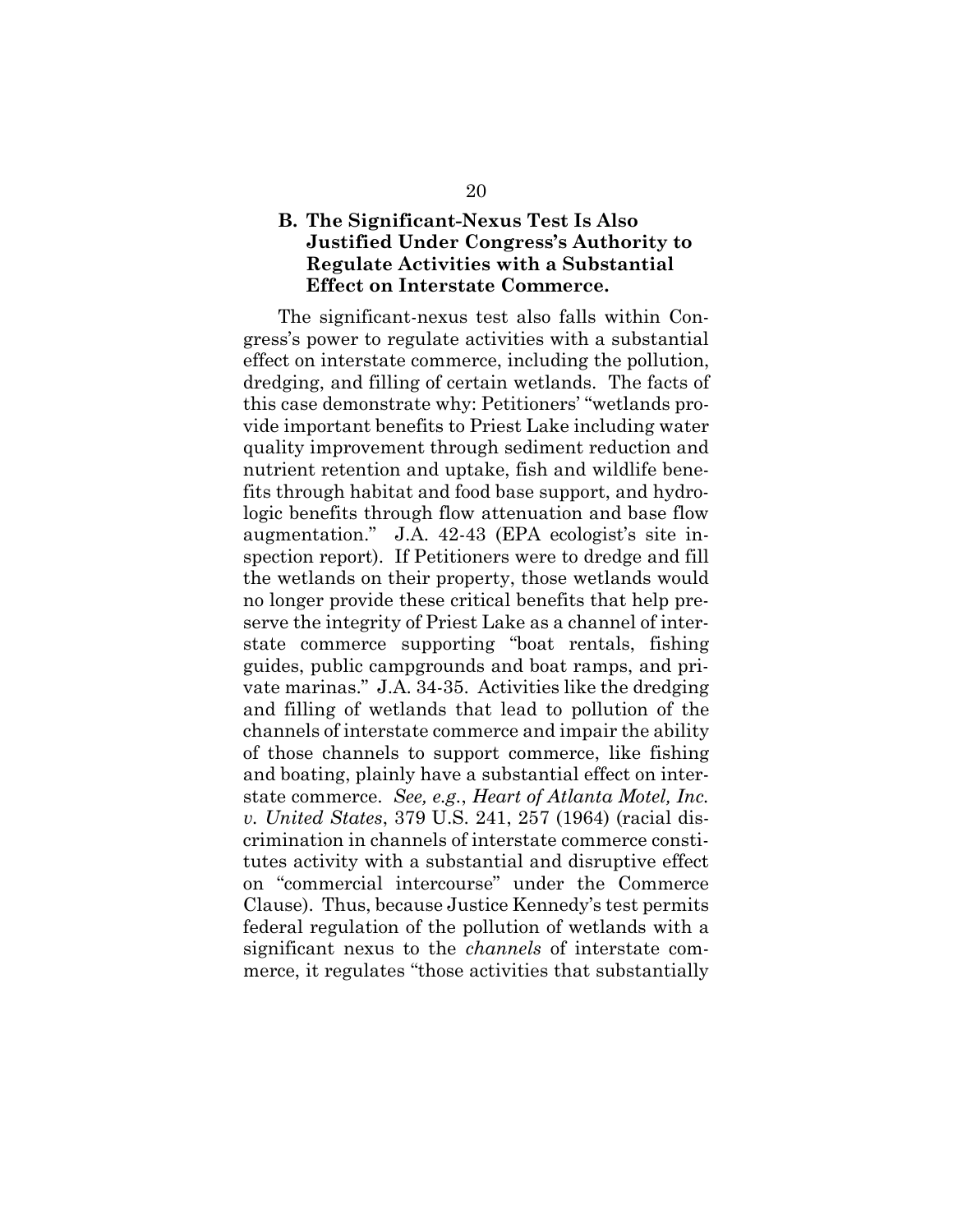### B. The Significant-Nexus Test Is Also Justified Under Congress's Authority to Regulate Activities with a Substantial Effect on Interstate Commerce.

The significant-nexus test also falls within Congress's power to regulate activities with a substantial effect on interstate commerce, including the pollution, dredging, and filling of certain wetlands. The facts of this case demonstrate why: Petitioners' "wetlands provide important benefits to Priest Lake including water quality improvement through sediment reduction and nutrient retention and uptake, fish and wildlife benefits through habitat and food base support, and hydrologic benefits through flow attenuation and base flow augmentation." J.A. 42-43 (EPA ecologist's site inspection report). If Petitioners were to dredge and fill the wetlands on their property, those wetlands would no longer provide these critical benefits that help preserve the integrity of Priest Lake as a channel of interstate commerce supporting "boat rentals, fishing guides, public campgrounds and boat ramps, and private marinas." J.A. 34-35. Activities like the dredging and filling of wetlands that lead to pollution of the channels of interstate commerce and impair the ability of those channels to support commerce, like fishing and boating, plainly have a substantial effect on interstate commerce. *See, e.g.*, *Heart of Atlanta Motel, Inc. v. United States*, 379 U.S. 241, 257 (1964) (racial discrimination in channels of interstate commerce constitutes activity with a substantial and disruptive effect on "commercial intercourse" under the Commerce Clause). Thus, because Justice Kennedy's test permits federal regulation of the pollution of wetlands with a significant nexus to the *channels* of interstate commerce, it regulates "those activities that substantially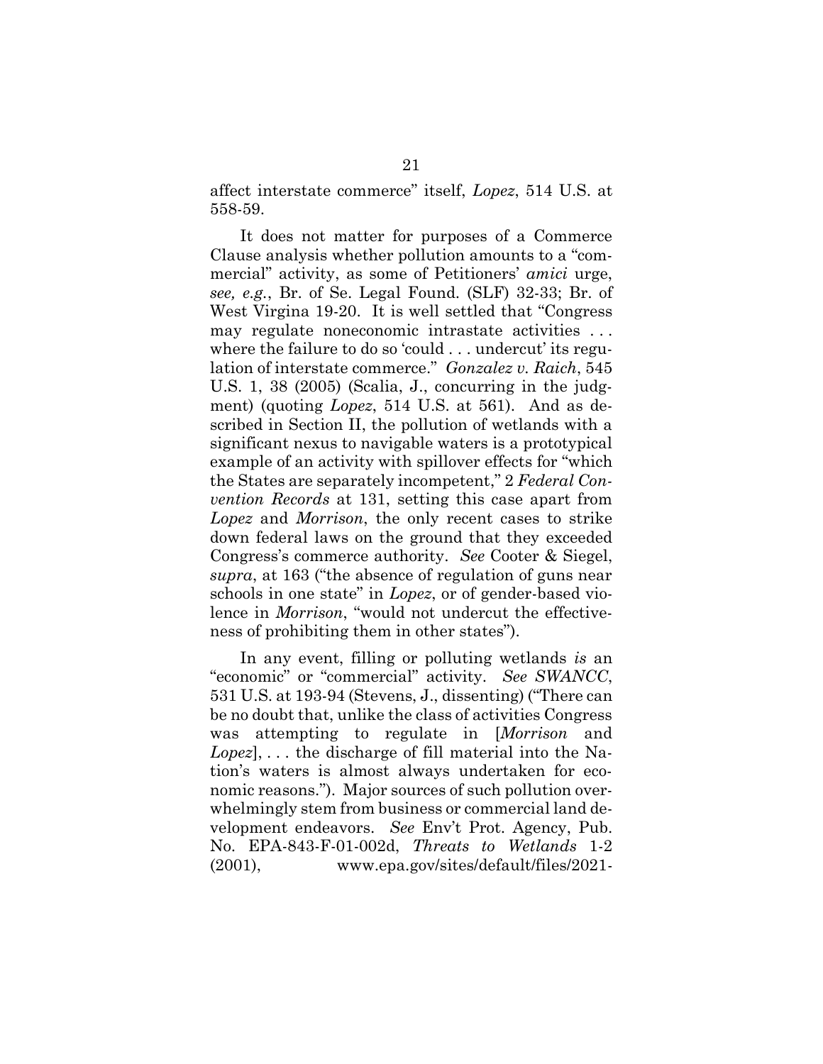affect interstate commerce" itself, *Lopez*, 514 U.S. at 558-59.

It does not matter for purposes of a Commerce Clause analysis whether pollution amounts to a "commercial" activity, as some of Petitioners' *amici* urge, *see, e.g.*, Br. of Se. Legal Found. (SLF) 32-33; Br. of West Virgina 19-20. It is well settled that "Congress may regulate noneconomic intrastate activities . . . where the failure to do so 'could . . . undercut' its regulation of interstate commerce." *Gonzalez v. Raich*, 545 U.S. 1, 38 (2005) (Scalia, J., concurring in the judgment) (quoting *Lopez*, 514 U.S. at 561). And as described in Section II, the pollution of wetlands with a significant nexus to navigable waters is a prototypical example of an activity with spillover effects for "which the States are separately incompetent," 2 *Federal Convention Records* at 131, setting this case apart from *Lopez* and *Morrison*, the only recent cases to strike down federal laws on the ground that they exceeded Congress's commerce authority. *See* Cooter & Siegel, *supra*, at 163 ("the absence of regulation of guns near schools in one state" in *Lopez*, or of gender-based violence in *Morrison*, "would not undercut the effectiveness of prohibiting them in other states").

In any event, filling or polluting wetlands *is* an "economic" or "commercial" activity. *See SWANCC*, 531 U.S. at 193-94 (Stevens, J., dissenting) ("There can be no doubt that, unlike the class of activities Congress was attempting to regulate in [*Morrison* and *Lopez*], . . . the discharge of fill material into the Nation's waters is almost always undertaken for economic reasons."). Major sources of such pollution overwhelmingly stem from business or commercial land development endeavors. *See* Env't Prot. Agency, Pub. No. EPA-843-F-01-002d, *Threats to Wetlands* 1-2 (2001), www.epa.gov/sites/default/files/2021-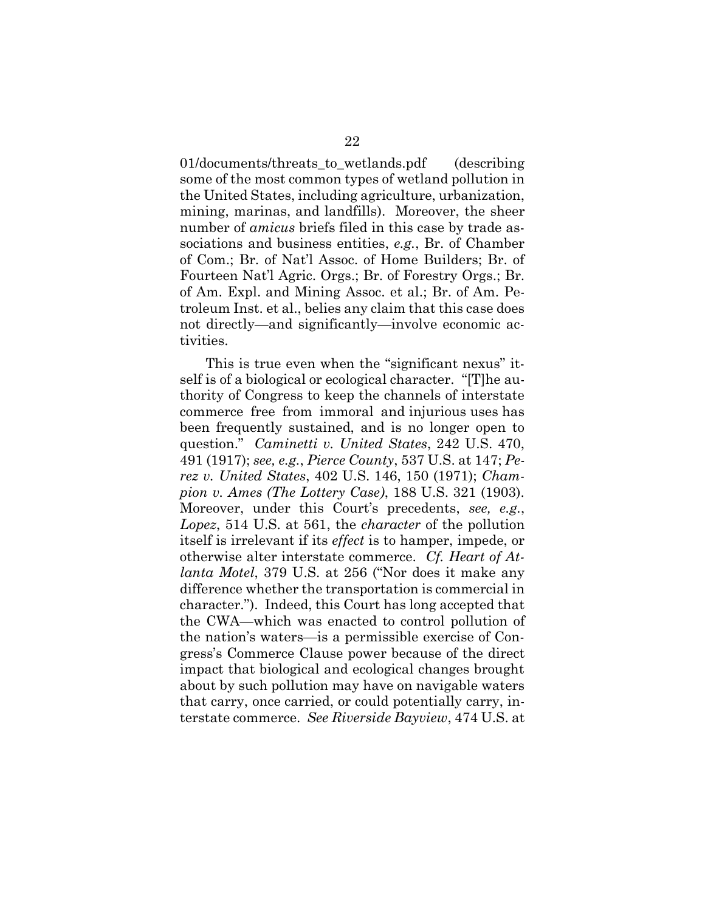01/documents/threats_to_wetlands.pdf (describing some of the most common types of wetland pollution in the United States, including agriculture, urbanization, mining, marinas, and landfills). Moreover, the sheer number of *amicus* briefs filed in this case by trade associations and business entities, *e.g.*, Br. of Chamber of Com.; Br. of Nat'l Assoc. of Home Builders; Br. of Fourteen Nat'l Agric. Orgs.; Br. of Forestry Orgs.; Br. of Am. Expl. and Mining Assoc. et al.; Br. of Am. Petroleum Inst. et al., belies any claim that this case does not directly—and significantly—involve economic activities.

This is true even when the "significant nexus" itself is of a biological or ecological character. "[T]he authority of Congress to keep the channels of interstate commerce free from immoral and injurious uses has been frequently sustained, and is no longer open to question." *Caminetti v. United States*, 242 U.S. 470, 491 (1917); *see, e.g.*, *Pierce County*, 537 U.S. at 147; *Perez v. United States*, 402 U.S. 146, 150 (1971); *Champion v. Ames (The Lottery Case)*, 188 U.S. 321 (1903). Moreover, under this Court's precedents, *see, e.g.*, *Lopez*, 514 U.S. at 561, the *character* of the pollution itself is irrelevant if its *effect* is to hamper, impede, or otherwise alter interstate commerce. *Cf. Heart of Atlanta Motel*, 379 U.S. at 256 ("Nor does it make any difference whether the transportation is commercial in character."). Indeed, this Court has long accepted that the CWA—which was enacted to control pollution of the nation's waters—is a permissible exercise of Congress's Commerce Clause power because of the direct impact that biological and ecological changes brought about by such pollution may have on navigable waters that carry, once carried, or could potentially carry, interstate commerce. *See Riverside Bayview*, 474 U.S. at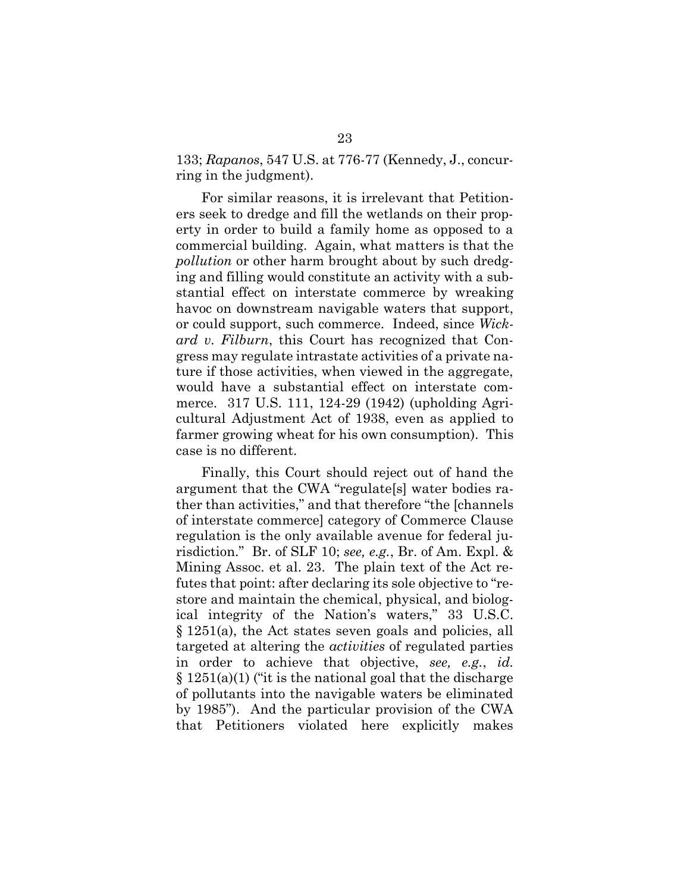133; *Rapanos*, 547 U.S. at 776-77 (Kennedy, J., concurring in the judgment).

For similar reasons, it is irrelevant that Petitioners seek to dredge and fill the wetlands on their property in order to build a family home as opposed to a commercial building. Again, what matters is that the *pollution* or other harm brought about by such dredging and filling would constitute an activity with a substantial effect on interstate commerce by wreaking havoc on downstream navigable waters that support, or could support, such commerce. Indeed, since *Wickard v. Filburn*, this Court has recognized that Congress may regulate intrastate activities of a private nature if those activities, when viewed in the aggregate, would have a substantial effect on interstate commerce. 317 U.S. 111, 124-29 (1942) (upholding Agricultural Adjustment Act of 1938, even as applied to farmer growing wheat for his own consumption). This case is no different.

Finally, this Court should reject out of hand the argument that the CWA "regulate[s] water bodies rather than activities," and that therefore "the [channels of interstate commerce] category of Commerce Clause regulation is the only available avenue for federal jurisdiction." Br. of SLF 10; *see, e.g.*, Br. of Am. Expl. & Mining Assoc. et al. 23. The plain text of the Act refutes that point: after declaring its sole objective to "restore and maintain the chemical, physical, and biological integrity of the Nation's waters," 33 U.S.C. § 1251(a), the Act states seven goals and policies, all targeted at altering the *activities* of regulated parties in order to achieve that objective, *see, e.g.*, *id.* § 1251(a)(1) ("it is the national goal that the discharge of pollutants into the navigable waters be eliminated by 1985"). And the particular provision of the CWA that Petitioners violated here explicitly makes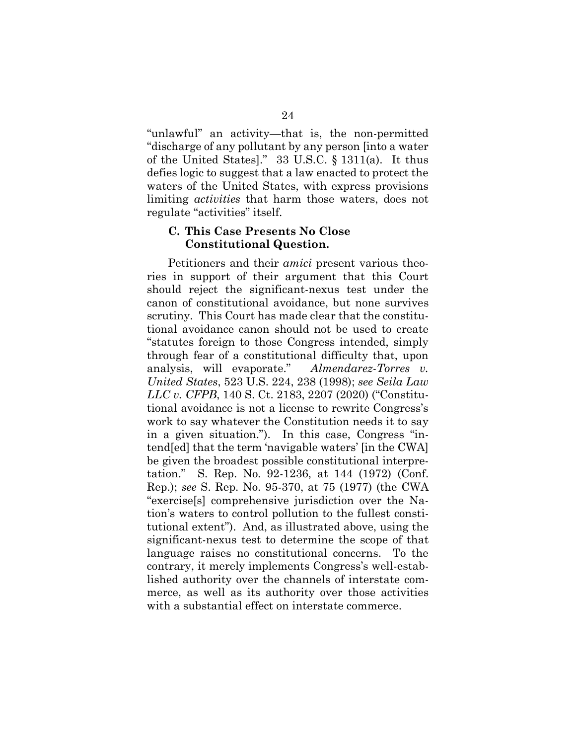"unlawful" an activity—that is, the non-permitted "discharge of any pollutant by any person [into a water of the United States]." 33 U.S.C. § 1311(a). It thus defies logic to suggest that a law enacted to protect the waters of the United States, with express provisions limiting *activities* that harm those waters, does not regulate "activities" itself.

### C. This Case Presents No Close Constitutional Question.

Petitioners and their *amici* present various theories in support of their argument that this Court should reject the significant-nexus test under the canon of constitutional avoidance, but none survives scrutiny. This Court has made clear that the constitutional avoidance canon should not be used to create "statutes foreign to those Congress intended, simply through fear of a constitutional difficulty that, upon analysis, will evaporate." *Almendarez-Torres v. United States*, 523 U.S. 224, 238 (1998); *see Seila Law LLC v. CFPB*, 140 S. Ct. 2183, 2207 (2020) ("Constitutional avoidance is not a license to rewrite Congress's work to say whatever the Constitution needs it to say in a given situation."). In this case, Congress "intend[ed] that the term 'navigable waters' [in the CWA] be given the broadest possible constitutional interpretation." S. Rep. No. 92-1236, at 144 (1972) (Conf. Rep.); *see* S. Rep. No. 95-370, at 75 (1977) (the CWA "exercise[s] comprehensive jurisdiction over the Nation's waters to control pollution to the fullest constitutional extent"). And, as illustrated above, using the significant-nexus test to determine the scope of that language raises no constitutional concerns. To the contrary, it merely implements Congress's well-established authority over the channels of interstate commerce, as well as its authority over those activities with a substantial effect on interstate commerce.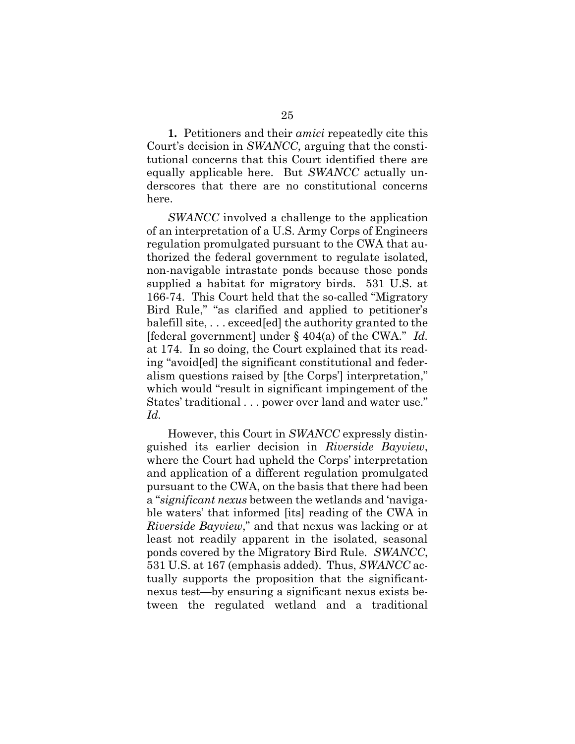**1.** Petitioners and their *amici* repeatedly cite this Court's decision in *SWANCC*, arguing that the constitutional concerns that this Court identified there are equally applicable here. But *SWANCC* actually underscores that there are no constitutional concerns here.

*SWANCC* involved a challenge to the application of an interpretation of a U.S. Army Corps of Engineers regulation promulgated pursuant to the CWA that authorized the federal government to regulate isolated, non-navigable intrastate ponds because those ponds supplied a habitat for migratory birds. 531 U.S. at 166-74. This Court held that the so-called "Migratory Bird Rule," "as clarified and applied to petitioner's balefill site, . . . exceed[ed] the authority granted to the [federal government] under § 404(a) of the CWA." *Id.* at 174. In so doing, the Court explained that its reading "avoid[ed] the significant constitutional and federalism questions raised by [the Corps'] interpretation," which would "result in significant impingement of the States' traditional . . . power over land and water use." *Id.*

However, this Court in *SWANCC* expressly distinguished its earlier decision in *Riverside Bayview*, where the Court had upheld the Corps' interpretation and application of a different regulation promulgated pursuant to the CWA, on the basis that there had been a "*significant nexus* between the wetlands and 'navigable waters' that informed [its] reading of the CWA in *Riverside Bayview*," and that nexus was lacking or at least not readily apparent in the isolated, seasonal ponds covered by the Migratory Bird Rule. *SWANCC*, 531 U.S. at 167 (emphasis added). Thus, *SWANCC* actually supports the proposition that the significant-nexus test—by ensuring a significant nexus exists between the regulated wetland and a traditional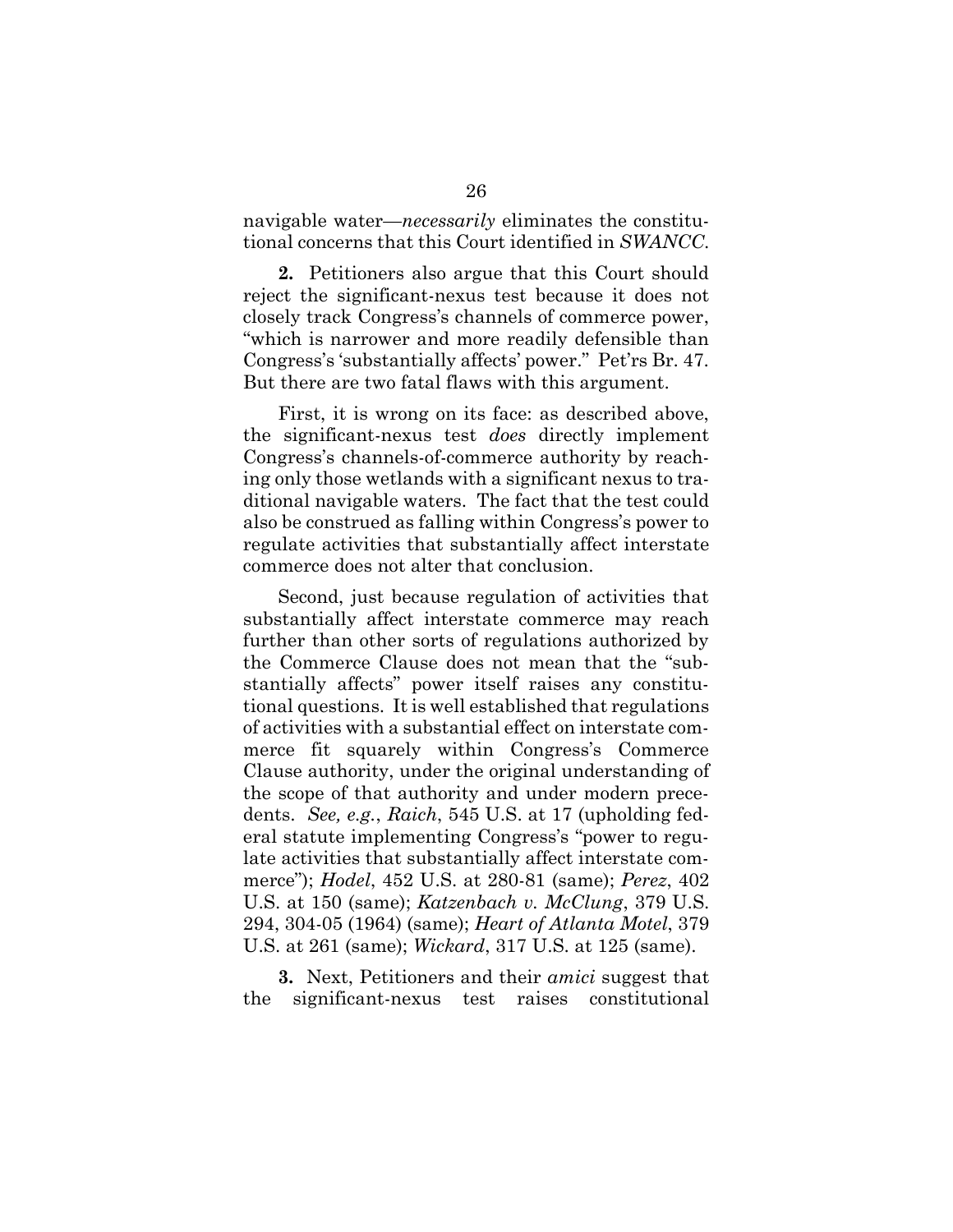navigable water—*necessarily* eliminates the constitutional concerns that this Court identified in *SWANCC*.

**2.** Petitioners also argue that this Court should reject the significant-nexus test because it does not closely track Congress's channels of commerce power, "which is narrower and more readily defensible than Congress's 'substantially affects' power." Pet'rs Br. 47. But there are two fatal flaws with this argument.

First, it is wrong on its face: as described above, the significant-nexus test *does* directly implement Congress's channels-of-commerce authority by reaching only those wetlands with a significant nexus to traditional navigable waters. The fact that the test could also be construed as falling within Congress's power to regulate activities that substantially affect interstate commerce does not alter that conclusion.

Second, just because regulation of activities that substantially affect interstate commerce may reach further than other sorts of regulations authorized by the Commerce Clause does not mean that the "substantially affects" power itself raises any constitutional questions. It is well established that regulations of activities with a substantial effect on interstate commerce fit squarely within Congress's Commerce Clause authority, under the original understanding of the scope of that authority and under modern precedents. *See, e.g.*, *Raich*, 545 U.S. at 17 (upholding federal statute implementing Congress's "power to regulate activities that substantially affect interstate commerce"); *Hodel*, 452 U.S. at 280-81 (same); *Perez*, 402 U.S. at 150 (same); *Katzenbach v. McClung*, 379 U.S. 294, 304-05 (1964) (same); *Heart of Atlanta Motel*, 379 U.S. at 261 (same); *Wickard*, 317 U.S. at 125 (same).

**3.** Next, Petitioners and their *amici* suggest that the significant-nexus test raises constitutional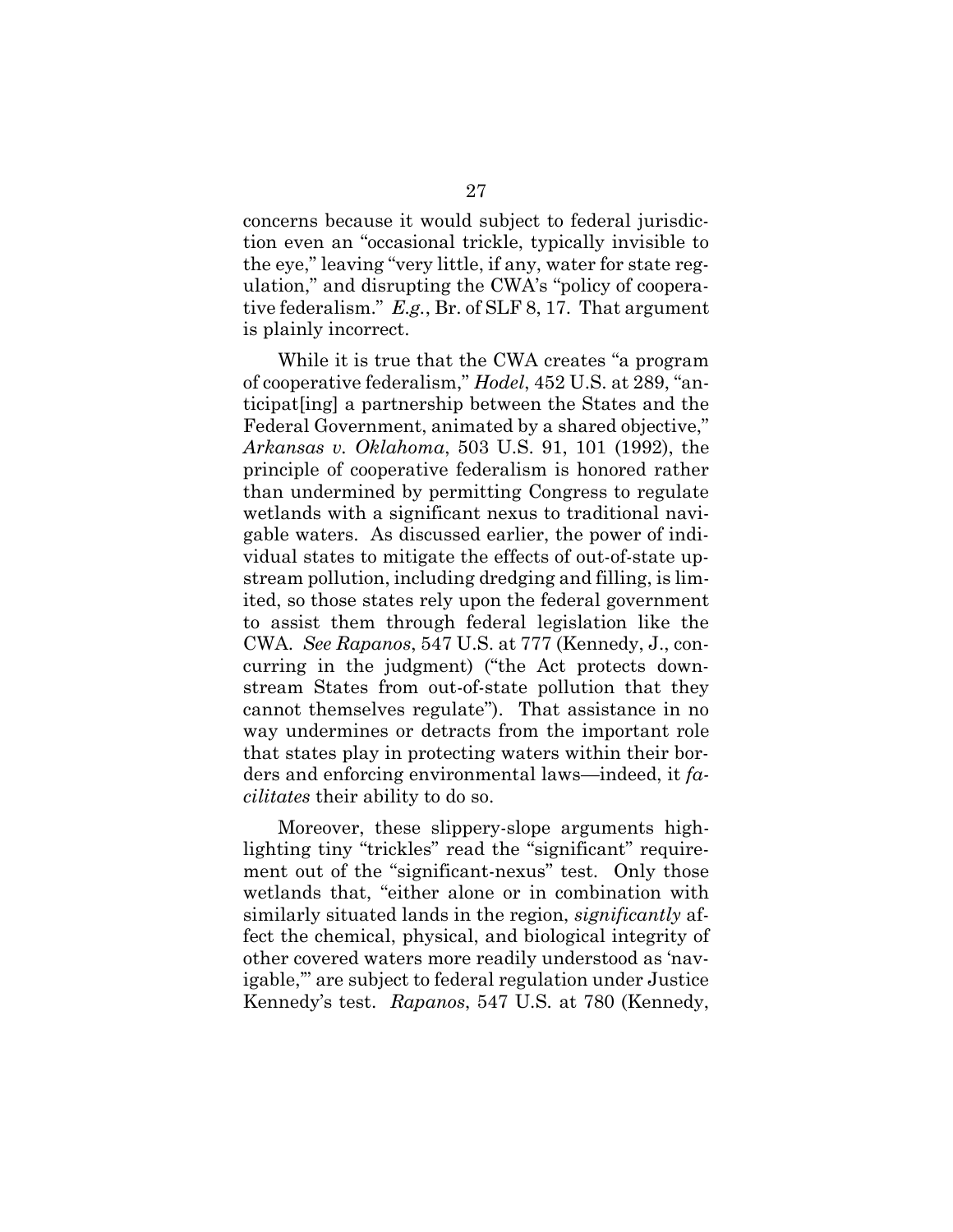concerns because it would subject to federal jurisdiction even an "occasional trickle, typically invisible to the eye," leaving "very little, if any, water for state regulation," and disrupting the CWA's "policy of cooperative federalism." *E.g.*, Br. of SLF 8, 17. That argument is plainly incorrect.

While it is true that the CWA creates "a program of cooperative federalism," *Hodel*, 452 U.S. at 289, "anticipat[ing] a partnership between the States and the Federal Government, animated by a shared objective," *Arkansas v. Oklahoma*, 503 U.S. 91, 101 (1992), the principle of cooperative federalism is honored rather than undermined by permitting Congress to regulate wetlands with a significant nexus to traditional navigable waters. As discussed earlier, the power of individual states to mitigate the effects of out-of-state upstream pollution, including dredging and filling, is limited, so those states rely upon the federal government to assist them through federal legislation like the CWA. *See Rapanos*, 547 U.S. at 777 (Kennedy, J., concurring in the judgment) ("the Act protects downstream States from out-of-state pollution that they cannot themselves regulate"). That assistance in no way undermines or detracts from the important role that states play in protecting waters within their borders and enforcing environmental laws—indeed, it *facilitates* their ability to do so.

Moreover, these slippery-slope arguments highlighting tiny "trickles" read the "significant" requirement out of the "significant-nexus" test. Only those wetlands that, "either alone or in combination with similarly situated lands in the region, *significantly* affect the chemical, physical, and biological integrity of other covered waters more readily understood as 'navigable,'" are subject to federal regulation under Justice Kennedy's test. *Rapanos*, 547 U.S. at 780 (Kennedy,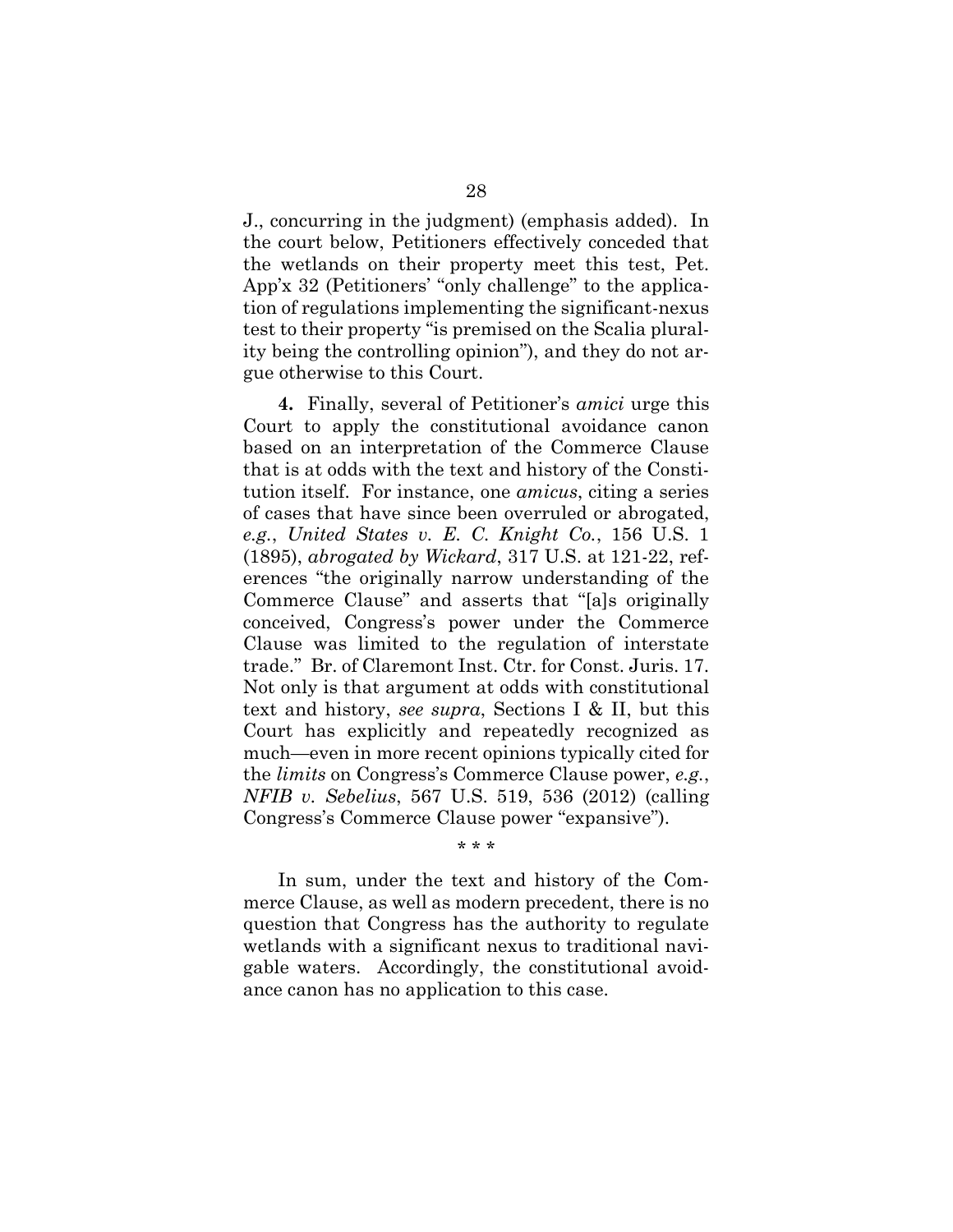J., concurring in the judgment) (emphasis added). In the court below, Petitioners effectively conceded that the wetlands on their property meet this test, Pet. App'x 32 (Petitioners' "only challenge" to the application of regulations implementing the significant-nexus test to their property "is premised on the Scalia plurality being the controlling opinion"), and they do not argue otherwise to this Court.

**4.** Finally, several of Petitioner's *amici* urge this Court to apply the constitutional avoidance canon based on an interpretation of the Commerce Clause that is at odds with the text and history of the Constitution itself. For instance, one *amicus*, citing a series of cases that have since been overruled or abrogated, *e.g.*, *United States v. E. C. Knight Co.*, 156 U.S. 1 (1895), *abrogated by Wickard*, 317 U.S. at 121-22, references "the originally narrow understanding of the Commerce Clause" and asserts that "[a]s originally conceived, Congress's power under the Commerce Clause was limited to the regulation of interstate trade." Br. of Claremont Inst. Ctr. for Const. Juris. 17. Not only is that argument at odds with constitutional text and history, *see supra*, Sections I & II, but this Court has explicitly and repeatedly recognized as much—even in more recent opinions typically cited for the *limits* on Congress's Commerce Clause power, *e.g.*, *NFIB v. Sebelius*, 567 U.S. 519, 536 (2012) (calling Congress's Commerce Clause power "expansive").

\* \* \*

In sum, under the text and history of the Commerce Clause, as well as modern precedent, there is no question that Congress has the authority to regulate wetlands with a significant nexus to traditional navigable waters. Accordingly, the constitutional avoidance canon has no application to this case.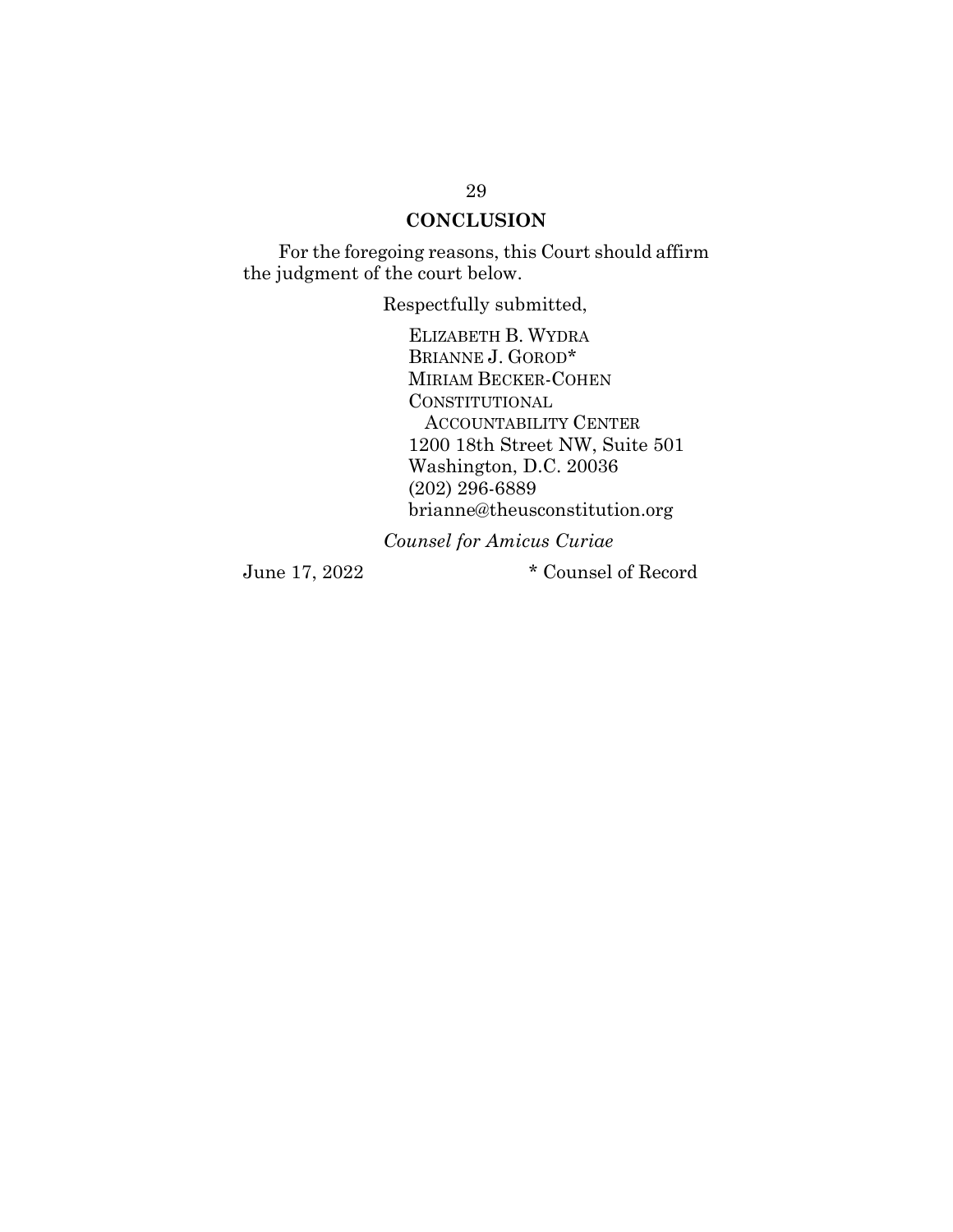## CONCLUSION

For the foregoing reasons, this Court should affirm the judgment of the court below.

Respectfully submitted,

ELIZABETH B. WYDRA
BRIANNE J. GOROD*
MIRIAM BECKER-COHEN
CONSTITUTIONAL
ACCOUNTABILITY CENTER
1200 18th Street NW, Suite 501
Washington, D.C. 20036
(202) 296-6889
brianne@theusconstitution.org

*Counsel for Amicus Curiae*

June 17, 2022

* Counsel of Record